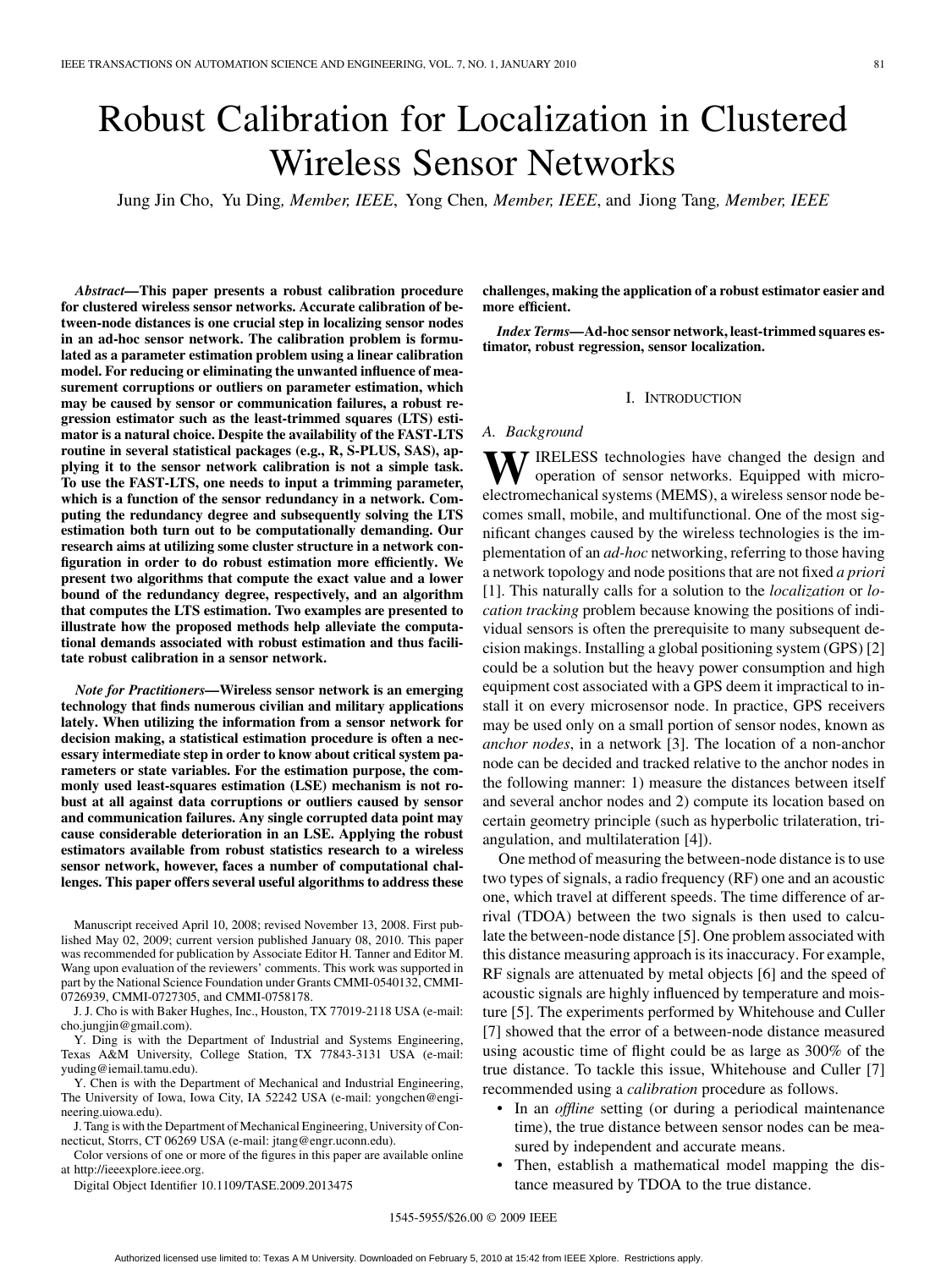# Robust Calibration for Localization in Clustered Wireless Sensor Networks

Jung Jin Cho, Yu Ding, *Member, IEEE*, Yong Chen, *Member, IEEE*, and Jiong Tang, *Member, IEEE*

***Abstract*—This paper presents a robust calibration procedure for clustered wireless sensor networks. Accurate calibration of between-node distances is one crucial step in localizing sensor nodes in an ad-hoc sensor network. The calibration problem is formulated as a parameter estimation problem using a linear calibration model. For reducing or eliminating the unwanted influence of measurement corruptions or outliers on parameter estimation, which may be caused by sensor or communication failures, a robust regression estimator such as the least-trimmed squares (LTS) estimator is a natural choice. Despite the availability of the FAST-LTS routine in several statistical packages (e.g., R, S-PLUS, SAS), applying it to the sensor network calibration is not a simple task. To use the FAST-LTS, one needs to input a trimming parameter, which is a function of the sensor redundancy in a network. Computing the redundancy degree and subsequently solving the LTS estimation both turn out to be computationally demanding. Our research aims at utilizing some cluster structure in a network configuration in order to do robust estimation more efficiently. We present two algorithms that compute the exact value and a lower bound of the redundancy degree, respectively, and an algorithm that computes the LTS estimation. Two examples are presented to illustrate how the proposed methods help alleviate the computational demands associated with robust estimation and thus facilitate robust calibration in a sensor network.**

***Note for Practitioners*—Wireless sensor network is an emerging technology that finds numerous civilian and military applications lately. When utilizing the information from a sensor network for decision making, a statistical estimation procedure is often a necessary intermediate step in order to know about critical system parameters or state variables. For the estimation purpose, the commonly used least-squares estimation (LSE) mechanism is not robust at all against data corruptions or outliers caused by sensor and communication failures. Any single corrupted data point may cause considerable deterioration in an LSE. Applying the robust estimators available from robust statistics research to a wireless sensor network, however, faces a number of computational challenges. This paper offers several useful algorithms to address these challenges, making the application of a robust estimator easier and more efficient.**

***Index Terms*—Ad-hoc sensor network, least-trimmed squares estimator, robust regression, sensor localization.**

Manuscript received April 10, 2008; revised November 13, 2008. First published May 02, 2009; current version published January 08, 2010. This paper was recommended for publication by Associate Editor H. Tanner and Editor M. Wang upon evaluation of the reviewers' comments. This work was supported in part by the National Science Foundation under Grants CMMI-0540132, CMMI-0726939, CMMI-0727305, and CMMI-0758178.

J. J. Cho is with Baker Hughes, Inc., Houston, TX 77019-2118 USA (e-mail: cho.jungjin@gmail.com).

Y. Ding is with the Department of Industrial and Systems Engineering, Texas A&M University, College Station, TX 77843-3131 USA (e-mail: yuding@iemail.tamu.edu).

Y. Chen is with the Department of Mechanical and Industrial Engineering, The University of Iowa, Iowa City, IA 52242 USA (e-mail: yongchen@engineering.uiowa.edu).

J. Tang is with the Department of Mechanical Engineering, University of Connecticut, Storrs, CT 06269 USA (e-mail: jtang@engr.uconn.edu).

Color versions of one or more of the figures in this paper are available online at http://ieeexplore.ieee.org.

Digital Object Identifier 10.1109/TASE.2009.2013475

## I. Introduction

### A. Background

Wireless technologies have changed the design and operation of sensor networks. Equipped with microelectromechanical systems (MEMS), a wireless sensor node becomes small, mobile, and multifunctional. One of the most significant changes caused by the wireless technologies is the implementation of an *ad-hoc* networking, referring to those having a network topology and node positions that are not fixed *a priori* [1]. This naturally calls for a solution to the *localization* or *location tracking* problem because knowing the positions of individual sensors is often the prerequisite to many subsequent decision makings. Installing a global positioning system (GPS) [2] could be a solution but the heavy power consumption and high equipment cost associated with a GPS deem it impractical to install it on every microsensor node. In practice, GPS receivers may be used only on a small portion of sensor nodes, known as *anchor nodes*, in a network [3]. The location of a non-anchor node can be decided and tracked relative to the anchor nodes in the following manner: 1) measure the distances between itself and several anchor nodes and 2) compute its location based on certain geometry principle (such as hyperbolic trilateration, triangulation, and multilateration [4]).

One method of measuring the between-node distance is to use two types of signals, a radio frequency (RF) one and an acoustic one, which travel at different speeds. The time difference of arrival (TDOA) between the two signals is then used to calculate the between-node distance [5]. One problem associated with this distance measuring approach is its inaccuracy. For example, RF signals are attenuated by metal objects [6] and the speed of acoustic signals are highly influenced by temperature and moisture [5]. The experiments performed by Whitehouse and Culler [7] showed that the error of a between-node distance measured using acoustic time of flight could be as large as 300% of the true distance. To tackle this issue, Whitehouse and Culler [7] recommended using a *calibration* procedure as follows.

- In an *offline* setting (or during a periodical maintenance time), the true distance between sensor nodes can be measured by independent and accurate means.
- Then, establish a mathematical model mapping the distance measured by TDOA to the true distance.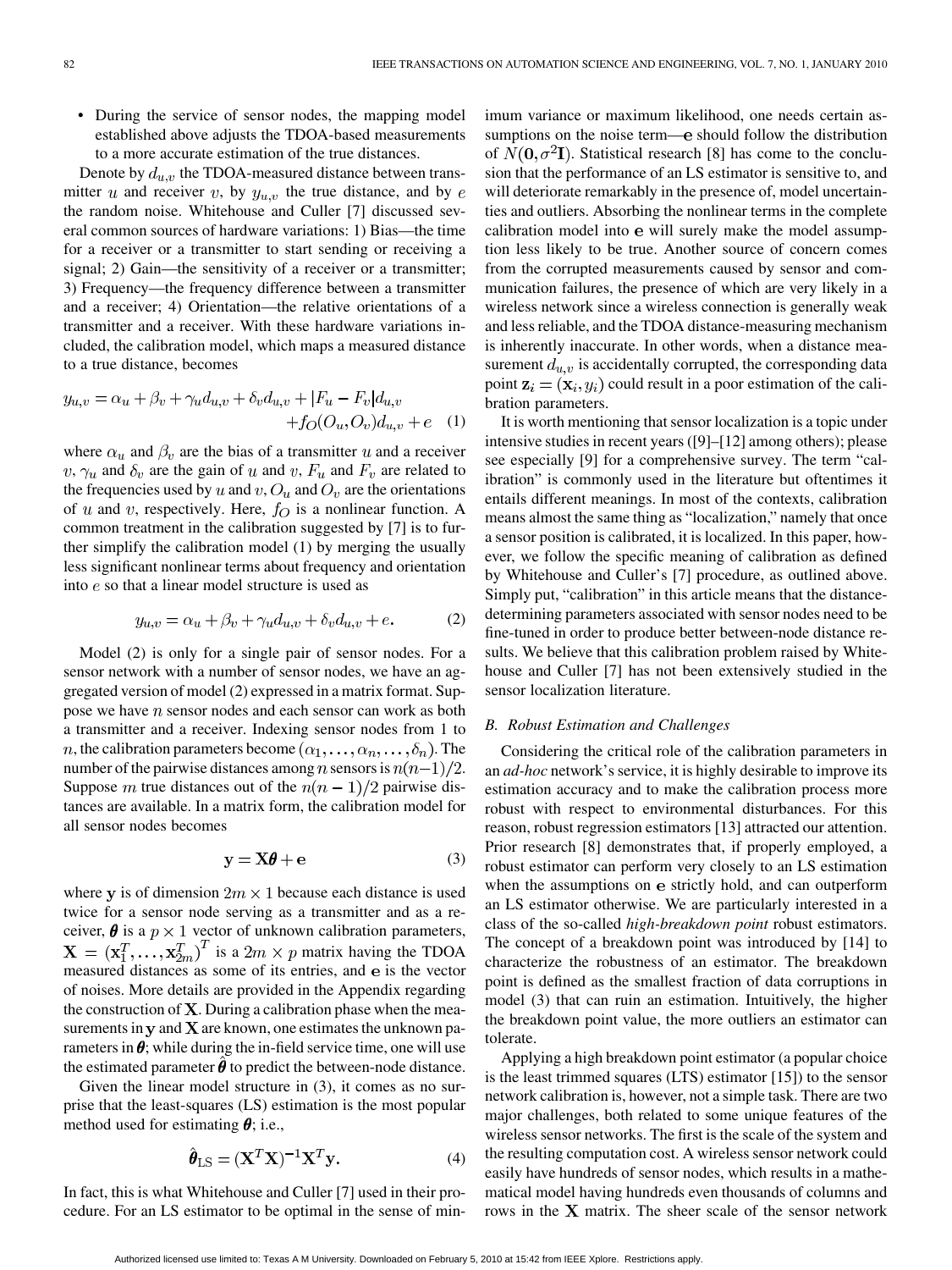- During the service of sensor nodes, the mapping model established above adjusts the TDOA-based measurements to a more accurate estimation of the true distances.

Denote by $d_{u,v}$ the TDOA-measured distance between transmitter $u$ and receiver $v$, by $y_{u,v}$ the true distance, and by $e$ the random noise. Whitehouse and Culler [7] discussed several common sources of hardware variations: 1) Bias—the time for a receiver or a transmitter to start sending or receiving a signal; 2) Gain—the sensitivity of a receiver or a transmitter; 3) Frequency—the frequency difference between a transmitter and a receiver; 4) Orientation—the relative orientations of a transmitter and a receiver. With these hardware variations included, the calibration model, which maps a measured distance to a true distance, becomes

$$y_{u,v} = \alpha_u + \beta_v + \gamma_u d_{u,v} + \delta_v d_{u,v} + |F_u - F_v| d_{u,v} + f_O(O_u, O_v) d_{u,v} + e \quad (1)$$

where $\alpha_u$ and $\beta_v$ are the bias of a transmitter $u$ and a receiver $v$, $\gamma_u$ and $\delta_v$ are the gain of $u$ and $v$, $F_u$ and $F_v$ are related to the frequencies used by $u$ and $v$, $O_u$ and $O_v$ are the orientations of $u$ and $v$, respectively. Here, $f_O$ is a nonlinear function. A common treatment in the calibration suggested by [7] is to further simplify the calibration model (1) by merging the usually less significant nonlinear terms about frequency and orientation into $e$ so that a linear model structure is used as

$$y_{u,v} = \alpha_u + \beta_v + \gamma_u d_{u,v} + \delta_v d_{u,v} + e. \quad (2)$$

Model (2) is only for a single pair of sensor nodes. For a sensor network with a number of sensor nodes, we have an aggregated version of model (2) expressed in a matrix format. Suppose we have $n$ sensor nodes and each sensor can work as both a transmitter and a receiver. Indexing sensor nodes from 1 to $n$, the calibration parameters become $(\alpha_1, \ldots, \alpha_n, \ldots, \delta_n)$. The number of the pairwise distances among $n$ sensors is $n(n-1)/2$. Suppose $m$ true distances out of the $n(n-1)/2$ pairwise distances are available. In a matrix form, the calibration model for all sensor nodes becomes

$$\mathbf{y} = \mathbf{X}\boldsymbol{\theta} + \mathbf{e} \quad (3)$$

where $\mathbf{y}$ is of dimension $2m \times 1$ because each distance is used twice for a sensor node serving as a transmitter and as a receiver, $\boldsymbol{\theta}$ is a $p \times 1$ vector of unknown calibration parameters, $\mathbf{X} = (\mathbf{x}_1^T, \ldots, \mathbf{x}_{2m}^T)^T$ is a $2m \times p$ matrix having the TDOA measured distances as some of its entries, and $\mathbf{e}$ is the vector of noises. More details are provided in the Appendix regarding the construction of $\mathbf{X}$. During a calibration phase when the measurements in $\mathbf{y}$ and $\mathbf{X}$ are known, one estimates the unknown parameters in $\boldsymbol{\theta}$; while during the in-field service time, one will use the estimated parameter $\hat{\boldsymbol{\theta}}$ to predict the between-node distance.

Given the linear model structure in (3), it comes as no surprise that the least-squares (LS) estimation is the most popular method used for estimating $\boldsymbol{\theta}$; i.e.,

$$\hat{\boldsymbol{\theta}}_{\text{LS}} = (\mathbf{X}^T\mathbf{X})^{-1}\mathbf{X}^T\mathbf{y}. \quad (4)$$

In fact, this is what Whitehouse and Culler [7] used in their procedure. For an LS estimator to be optimal in the sense of minimum variance or maximum likelihood, one needs certain assumptions on the noise term—$\mathbf{e}$ should follow the distribution of $N(\mathbf{0}, \sigma^2\mathbf{I})$. Statistical research [8] has come to the conclusion that the performance of an LS estimator is sensitive to, and will deteriorate remarkably in the presence of, model uncertainties and outliers. Absorbing the nonlinear terms in the complete calibration model into $\mathbf{e}$ will surely make the model assumption less likely to be true. Another source of concern comes from the corrupted measurements caused by sensor and communication failures, the presence of which are very likely in a wireless network since a wireless connection is generally weak and less reliable, and the TDOA distance-measuring mechanism is inherently inaccurate. In other words, when a distance measurement $d_{u,v}$ is accidentally corrupted, the corresponding data point $\mathbf{z}_i = (\mathbf{x}_i, y_i)$ could result in a poor estimation of the calibration parameters.

It is worth mentioning that sensor localization is a topic under intensive studies in recent years ([9]–[12] among others); please see especially [9] for a comprehensive survey. The term "calibration" is commonly used in the literature but oftentimes it entails different meanings. In most of the contexts, calibration means almost the same thing as "localization," namely that once a sensor position is calibrated, it is localized. In this paper, however, we follow the specific meaning of calibration as defined by Whitehouse and Culler's [7] procedure, as outlined above. Simply put, "calibration" in this article means that the distance-determining parameters associated with sensor nodes need to be fine-tuned in order to produce better between-node distance results. We believe that this calibration problem raised by Whitehouse and Culler [7] has not been extensively studied in the sensor localization literature.

### B. Robust Estimation and Challenges

Considering the critical role of the calibration parameters in an *ad-hoc* network's service, it is highly desirable to improve its estimation accuracy and to make the calibration process more robust with respect to environmental disturbances. For this reason, robust regression estimators [13] attracted our attention. Prior research [8] demonstrates that, if properly employed, a robust estimator can perform very closely to an LS estimation when the assumptions on $\mathbf{e}$ strictly hold, and can outperform an LS estimator otherwise. We are particularly interested in a class of the so-called *high-breakdown point* robust estimators. The concept of a breakdown point was introduced by [14] to characterize the robustness of an estimator. The breakdown point is defined as the smallest fraction of data corruptions in model (3) that can ruin an estimation. Intuitively, the higher the breakdown point value, the more outliers an estimator can tolerate.

Applying a high breakdown point estimator (a popular choice is the least trimmed squares (LTS) estimator [15]) to the sensor network calibration is, however, not a simple task. There are two major challenges, both related to some unique features of the wireless sensor networks. The first is the scale of the system and the resulting computation cost. A wireless sensor network could easily have hundreds of sensor nodes, which results in a mathematical model having hundreds even thousands of columns and rows in the $\mathbf{X}$ matrix. The sheer scale of the sensor network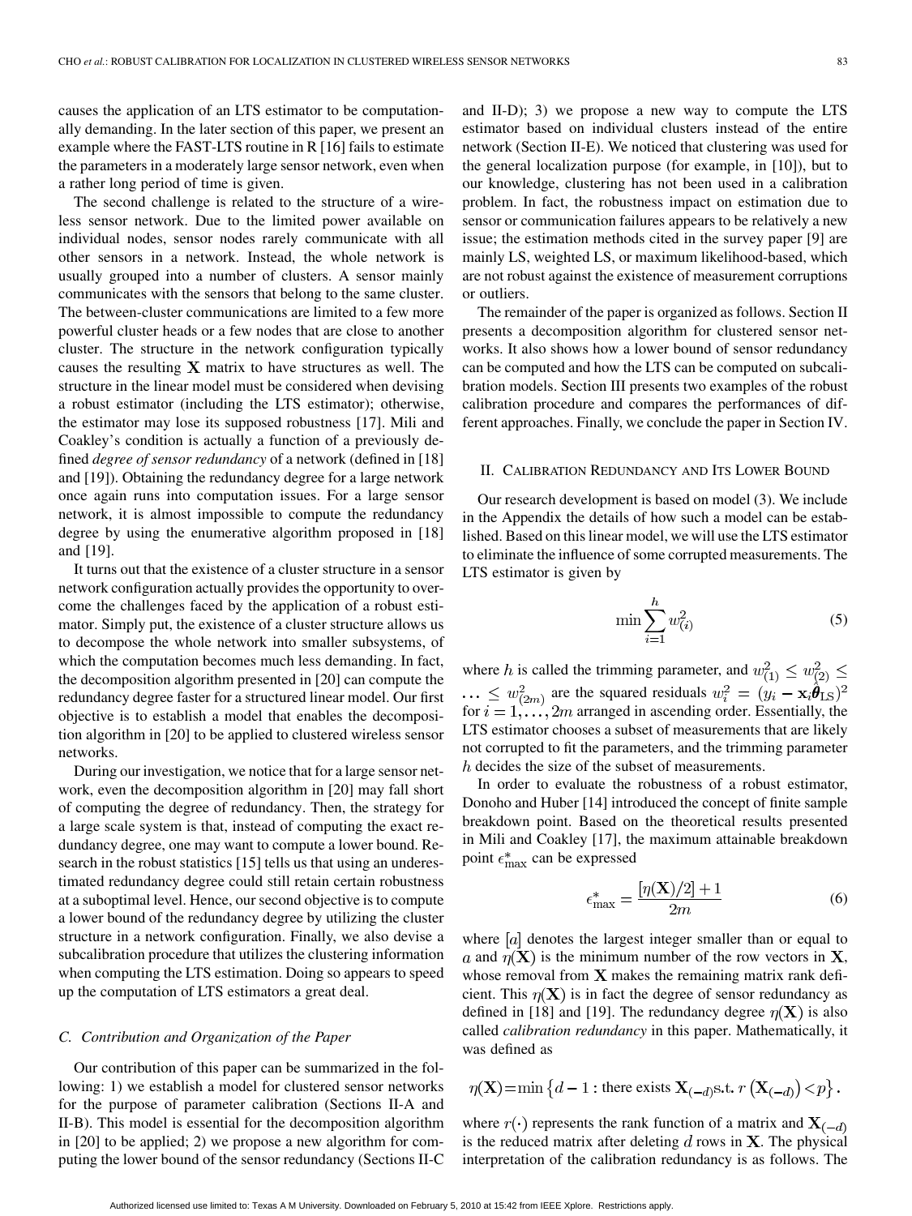causes the application of an LTS estimator to be computationally demanding. In the later section of this paper, we present an example where the FAST-LTS routine in R [16] fails to estimate the parameters in a moderately large sensor network, even when a rather long period of time is given.

The second challenge is related to the structure of a wireless sensor network. Due to the limited power available on individual nodes, sensor nodes rarely communicate with all other sensors in a network. Instead, the whole network is usually grouped into a number of clusters. A sensor mainly communicates with the sensors that belong to the same cluster. The between-cluster communications are limited to a few more powerful cluster heads or a few nodes that are close to another cluster. The structure in the network configuration typically causes the resulting $\mathbf{X}$ matrix to have structures as well. The structure in the linear model must be considered when devising a robust estimator (including the LTS estimator); otherwise, the estimator may lose its supposed robustness [17]. Mili and Coakley's condition is actually a function of a previously defined *degree of sensor redundancy* of a network (defined in [18] and [19]). Obtaining the redundancy degree for a large network once again runs into computation issues. For a large sensor network, it is almost impossible to compute the redundancy degree by using the enumerative algorithm proposed in [18] and [19].

It turns out that the existence of a cluster structure in a sensor network configuration actually provides the opportunity to overcome the challenges faced by the application of a robust estimator. Simply put, the existence of a cluster structure allows us to decompose the whole network into smaller subsystems, of which the computation becomes much less demanding. In fact, the decomposition algorithm presented in [20] can compute the redundancy degree faster for a structured linear model. Our first objective is to establish a model that enables the decomposition algorithm in [20] to be applied to clustered wireless sensor networks.

During our investigation, we notice that for a large sensor network, even the decomposition algorithm in [20] may fall short of computing the degree of redundancy. Then, the strategy for a large scale system is that, instead of computing the exact redundancy degree, one may want to compute a lower bound. Research in the robust statistics [15] tells us that using an underestimated redundancy degree could still retain certain robustness at a suboptimal level. Hence, our second objective is to compute a lower bound of the redundancy degree by utilizing the cluster structure in a network configuration. Finally, we also devise a subcalibration procedure that utilizes the clustering information when computing the LTS estimation. Doing so appears to speed up the computation of LTS estimators a great deal.

### C. Contribution and Organization of the Paper

Our contribution of this paper can be summarized in the following: 1) we establish a model for clustered sensor networks for the purpose of parameter calibration (Sections II-A and II-B). This model is essential for the decomposition algorithm in [20] to be applied; 2) we propose a new algorithm for computing the lower bound of the sensor redundancy (Sections II-C and II-D); 3) we propose a new way to compute the LTS estimator based on individual clusters instead of the entire network (Section II-E). We noticed that clustering was used for the general localization purpose (for example, in [10]), but to our knowledge, clustering has not been used in a calibration problem. In fact, the robustness impact on estimation due to sensor or communication failures appears to be relatively a new issue; the estimation methods cited in the survey paper [9] are mainly LS, weighted LS, or maximum likelihood-based, which are not robust against the existence of measurement corruptions or outliers.

The remainder of the paper is organized as follows. Section II presents a decomposition algorithm for clustered sensor networks. It also shows how a lower bound of sensor redundancy can be computed and how the LTS can be computed on subcalibration models. Section III presents two examples of the robust calibration procedure and compares the performances of different approaches. Finally, we conclude the paper in Section IV.

## II. Calibration Redundancy and Its Lower Bound

Our research development is based on model (3). We include in the Appendix the details of how such a model can be established. Based on this linear model, we will use the LTS estimator to eliminate the influence of some corrupted measurements. The LTS estimator is given by

$$\min \sum_{i=1}^{h} w_{(i)}^2 \tag{5}$$

where $h$ is called the trimming parameter, and $w_{(1)}^2 \leq w_{(2)}^2 \leq \cdots \leq w_{(2m)}^2$ are the squared residuals $w_i^2 = (y_i - \mathbf{x}_i\hat{\boldsymbol{\theta}}_{\text{LS}})^2$ for $i = 1, \ldots, 2m$ arranged in ascending order. Essentially, the LTS estimator chooses a subset of measurements that are likely not corrupted to fit the parameters, and the trimming parameter $h$ decides the size of the subset of measurements.

In order to evaluate the robustness of a robust estimator, Donoho and Huber [14] introduced the concept of finite sample breakdown point. Based on the theoretical results presented in Mili and Coakley [17], the maximum attainable breakdown point $\epsilon_{\max}^*$ can be expressed

$$\epsilon_{\max}^* = \frac{[\eta(\mathbf{X})/2] + 1}{2m} \tag{6}$$

where $[a]$ denotes the largest integer smaller than or equal to $a$ and $\eta(\mathbf{X})$ is the minimum number of the row vectors in $\mathbf{X}$, whose removal from $\mathbf{X}$ makes the remaining matrix rank deficient. This $\eta(\mathbf{X})$ is in fact the degree of sensor redundancy as defined in [18] and [19]. The redundancy degree $\eta(\mathbf{X})$ is also called *calibration redundancy* in this paper. Mathematically, it was defined as

$$\eta(\mathbf{X}) = \min\left\{d - 1 : \text{there exists } \mathbf{X}_{(-d)} \text{s.t. } r\left(\mathbf{X}_{(-d)}\right) < p\right\}.$$

where $r(\cdot)$ represents the rank function of a matrix and $\mathbf{X}_{(-d)}$ is the reduced matrix after deleting $d$ rows in $\mathbf{X}$. The physical interpretation of the calibration redundancy is as follows. The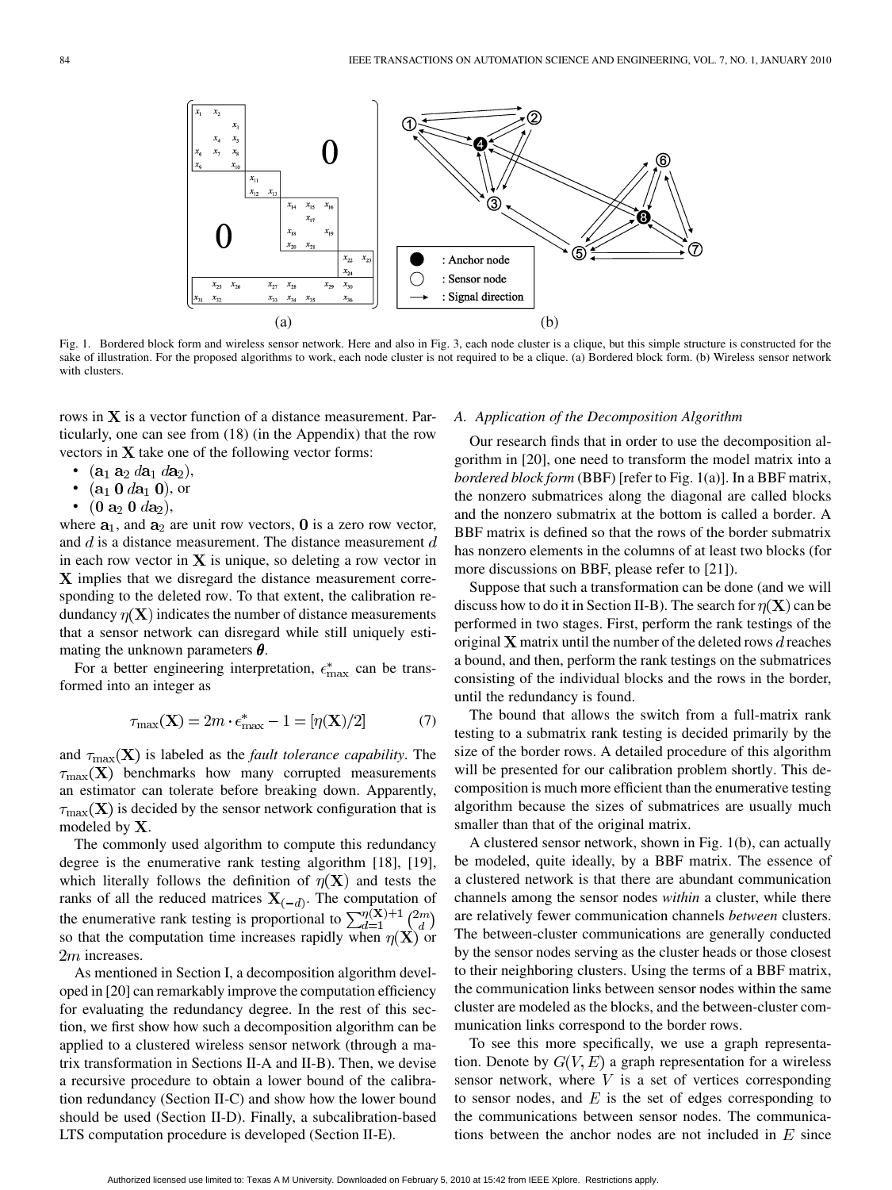Fig. 1. Bordered block form and wireless sensor network. Here and also in Fig. 3, each node cluster is a clique, but this simple structure is constructed for the sake of illustration. For the proposed algorithms to work, each node cluster is not required to be a clique. (a) Bordered block form. (b) Wireless sensor network with clusters.

rows in $\mathbf{X}$ is a vector function of a distance measurement. Particularly, one can see from (18) (in the Appendix) that the row vectors in $\mathbf{X}$ take one of the following vector forms:

- $(\mathbf{a}_1\ \mathbf{a}_2\ d\mathbf{a}_1\ d\mathbf{a}_2)$,
- $(\mathbf{a}_1\ \mathbf{0}\ d\mathbf{a}_1\ \mathbf{0})$, or
- $(\mathbf{0}\ \mathbf{a}_2\ \mathbf{0}\ d\mathbf{a}_2)$,

where $\mathbf{a}_1$, and $\mathbf{a}_2$ are unit row vectors, $\mathbf{0}$ is a zero row vector, and $d$ is a distance measurement. The distance measurement $d$ in each row vector in $\mathbf{X}$ is unique, so deleting a row vector in $\mathbf{X}$ implies that we disregard the distance measurement corresponding to the deleted row. To that extent, the calibration redundancy $\eta(\mathbf{X})$ indicates the number of distance measurements that a sensor network can disregard while still uniquely estimating the unknown parameters $\boldsymbol{\theta}$.

For a better engineering interpretation, $\epsilon^*_{\max}$ can be transformed into an integer as

$$\tau_{\max}(\mathbf{X}) = 2m \cdot \epsilon^*_{\max} - 1 = [\eta(\mathbf{X})/2] \tag{7}$$

and $\tau_{\max}(\mathbf{X})$ is labeled as the *fault tolerance capability*. The $\tau_{\max}(\mathbf{X})$ benchmarks how many corrupted measurements an estimator can tolerate before breaking down. Apparently, $\tau_{\max}(\mathbf{X})$ is decided by the sensor network configuration that is modeled by $\mathbf{X}$.

The commonly used algorithm to compute this redundancy degree is the enumerative rank testing algorithm [18], [19], which literally follows the definition of $\eta(\mathbf{X})$ and tests the ranks of all the reduced matrices $\mathbf{X}_{(-d)}$. The computation of the enumerative rank testing is proportional to $\sum_{d=1}^{\eta(\mathbf{X})+1} \binom{2m}{d}$ so that the computation time increases rapidly when $\eta(\mathbf{X})$ or $2m$ increases.

As mentioned in Section I, a decomposition algorithm developed in [20] can remarkably improve the computation efficiency for evaluating the redundancy degree. In the rest of this section, we first show how such a decomposition algorithm can be applied to a clustered wireless sensor network (through a matrix transformation in Sections II-A and II-B). Then, we devise a recursive procedure to obtain a lower bound of the calibration redundancy (Section II-C) and show how the lower bound should be used (Section II-D). Finally, a subcalibration-based LTS computation procedure is developed (Section II-E).

### A. Application of the Decomposition Algorithm

Our research finds that in order to use the decomposition algorithm in [20], one need to transform the model matrix into a *bordered block form* (BBF) [refer to Fig. 1(a)]. In a BBF matrix, the nonzero submatrices along the diagonal are called blocks and the nonzero submatrix at the bottom is called a border. A BBF matrix is defined so that the rows of the border submatrix has nonzero elements in the columns of at least two blocks (for more discussions on BBF, please refer to [21]).

Suppose that such a transformation can be done (and we will discuss how to do it in Section II-B). The search for $\eta(\mathbf{X})$ can be performed in two stages. First, perform the rank testings of the original $\mathbf{X}$ matrix until the number of the deleted rows $d$ reaches a bound, and then, perform the rank testings on the submatrices consisting of the individual blocks and the rows in the border, until the redundancy is found.

The bound that allows the switch from a full-matrix rank testing to a submatrix rank testing is decided primarily by the size of the border rows. A detailed procedure of this algorithm will be presented for our calibration problem shortly. This decomposition is much more efficient than the enumerative testing algorithm because the sizes of submatrices are usually much smaller than that of the original matrix.

A clustered sensor network, shown in Fig. 1(b), can actually be modeled, quite ideally, by a BBF matrix. The essence of a clustered network is that there are abundant communication channels among the sensor nodes *within* a cluster, while there are relatively fewer communication channels *between* clusters. The between-cluster communications are generally conducted by the sensor nodes serving as the cluster heads or those closest to their neighboring clusters. Using the terms of a BBF matrix, the communication links between sensor nodes within the same cluster are modeled as the blocks, and the between-cluster communication links correspond to the border rows.

To see this more specifically, we use a graph representation. Denote by $G(V, E)$ a graph representation for a wireless sensor network, where $V$ is a set of vertices corresponding to sensor nodes, and $E$ is the set of edges corresponding to the communications between sensor nodes. The communications between the anchor nodes are not included in $E$ since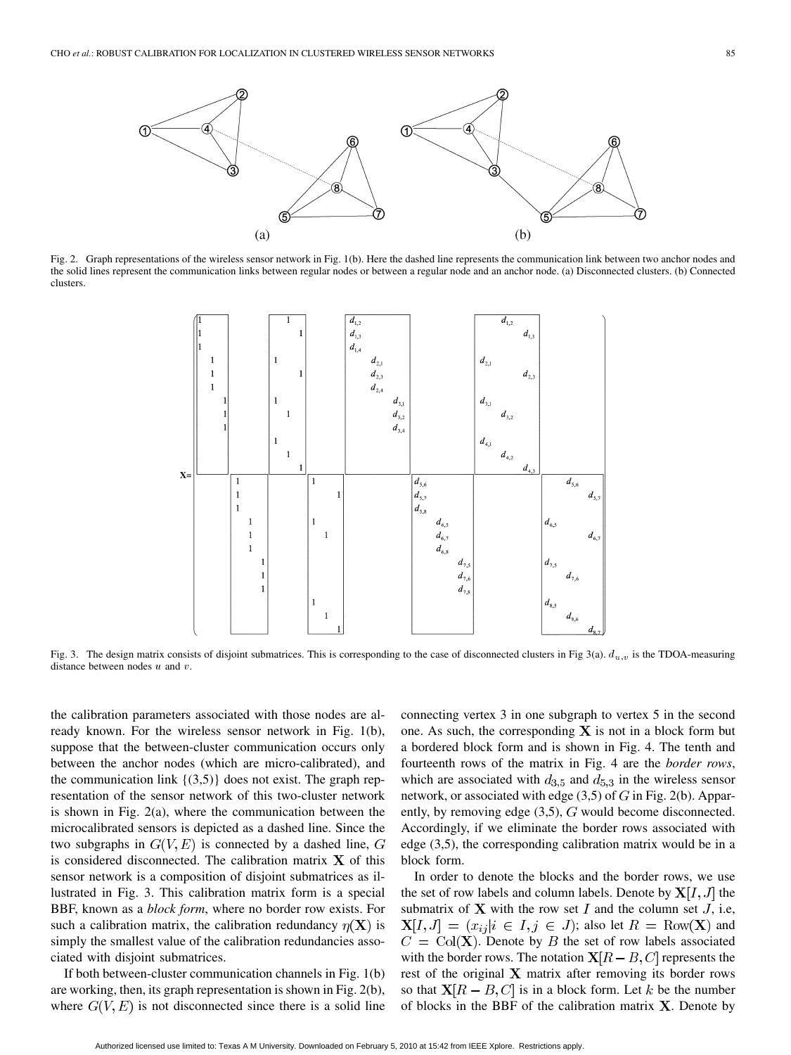Fig. 2. Graph representations of the wireless sensor network in Fig. 1(b). Here the dashed line represents the communication link between two anchor nodes and the solid lines represent the communication links between regular nodes or between a regular node and an anchor node. (a) Disconnected clusters. (b) Connected clusters.

Fig. 3. The design matrix consists of disjoint submatrices. This is corresponding to the case of disconnected clusters in Fig 3(a). $d_{u,v}$ is the TDOA-measuring distance between nodes $u$ and $v$.

the calibration parameters associated with those nodes are already known. For the wireless sensor network in Fig. 1(b), suppose that the between-cluster communication occurs only between the anchor nodes (which are micro-calibrated), and the communication link $\{(3,5)\}$ does not exist. The graph representation of the sensor network of this two-cluster network is shown in Fig. 2(a), where the communication between the microcalibrated sensors is depicted as a dashed line. Since the two subgraphs in $G(V,E)$ is connected by a dashed line, $G$ is considered disconnected. The calibration matrix $\mathbf{X}$ of this sensor network is a composition of disjoint submatrices as illustrated in Fig. 3. This calibration matrix form is a special BBF, known as a *block form*, where no border row exists. For such a calibration matrix, the calibration redundancy $\eta(\mathbf{X})$ is simply the smallest value of the calibration redundancies associated with disjoint submatrices.

If both between-cluster communication channels in Fig. 1(b) are working, then, its graph representation is shown in Fig. 2(b), where $G(V,E)$ is not disconnected since there is a solid line connecting vertex 3 in one subgraph to vertex 5 in the second one. As such, the corresponding $\mathbf{X}$ is not in a block form but a bordered block form and is shown in Fig. 4. The tenth and fourteenth rows of the matrix in Fig. 4 are the *border rows*, which are associated with $d_{3,5}$ and $d_{5,3}$ in the wireless sensor network, or associated with edge (3,5) of $G$ in Fig. 2(b). Apparently, by removing edge (3,5), $G$ would become disconnected. Accordingly, if we eliminate the border rows associated with edge (3,5), the corresponding calibration matrix would be in a block form.

In order to denote the blocks and the border rows, we use the set of row labels and column labels. Denote by $\mathbf{X}[I,J]$ the submatrix of $\mathbf{X}$ with the row set $I$ and the column set $J$, i.e, $\mathbf{X}[I,J] = (x_{ij}|i \in I, j \in J)$; also let $R = \mathrm{Row}(\mathbf{X})$ and $C = \mathrm{Col}(\mathbf{X})$. Denote by $B$ the set of row labels associated with the border rows. The notation $\mathbf{X}[R-B,C]$ represents the rest of the original $\mathbf{X}$ matrix after removing its border rows so that $\mathbf{X}[R-B,C]$ is in a block form. Let $k$ be the number of blocks in the BBF of the calibration matrix $\mathbf{X}$. Denote by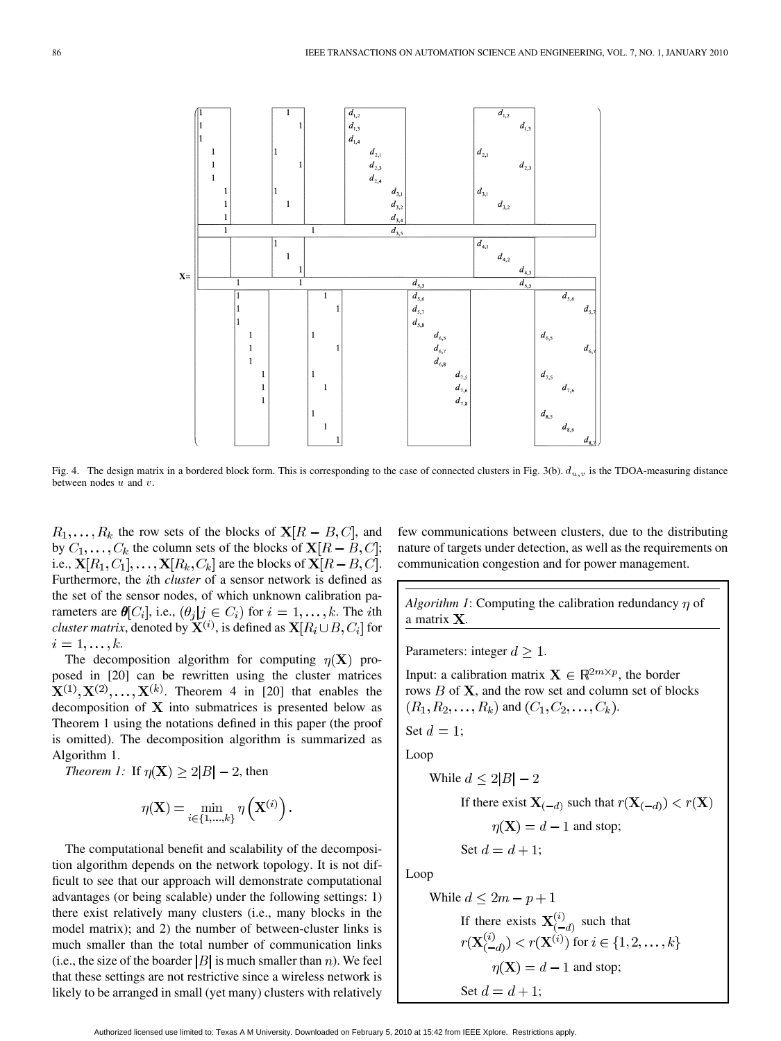Fig. 4. The design matrix in a bordered block form. This is corresponding to the case of connected clusters in Fig. 3(b). $d_{u,v}$ is the TDOA-measuring distance between nodes $u$ and $v$.

$R_1, \ldots, R_k$ the row sets of the blocks of $\mathbf{X}[R - B, C]$, and by $C_1, \ldots, C_k$ the column sets of the blocks of $\mathbf{X}[R - B, C]$; i.e., $\mathbf{X}[R_1, C_1], \ldots, \mathbf{X}[R_k, C_k]$ are the blocks of $\mathbf{X}[R - B, C]$. Furthermore, the $i$th *cluster* of a sensor network is defined as the set of the sensor nodes, of which unknown calibration parameters are $\boldsymbol{\theta}[C_i]$, i.e., $(\theta_j | j \in C_i)$ for $i = 1, \ldots, k$. The $i$th *cluster matrix*, denoted by $\mathbf{X}^{(i)}$, is defined as $\mathbf{X}[R_i \cup B, C_i]$ for $i = 1, \ldots, k$.

The decomposition algorithm for computing $\eta(\mathbf{X})$ proposed in [20] can be rewritten using the cluster matrices $\mathbf{X}^{(1)}, \mathbf{X}^{(2)}, \ldots, \mathbf{X}^{(k)}$. Theorem 4 in [20] that enables the decomposition of $\mathbf{X}$ into submatrices is presented below as Theorem 1 using the notations defined in this paper (the proof is omitted). The decomposition algorithm is summarized as Algorithm 1.

*Theorem 1:* If $\eta(\mathbf{X}) \geq 2|B| - 2$, then

$$\eta(\mathbf{X}) = \min_{i \in \{1, \ldots, k\}} \eta\left(\mathbf{X}^{(i)}\right).$$

The computational benefit and scalability of the decomposition algorithm depends on the network topology. It is not difficult to see that our approach will demonstrate computational advantages (or being scalable) under the following settings: 1) there exist relatively many clusters (i.e., many blocks in the model matrix); and 2) the number of between-cluster links is much smaller than the total number of communication links (i.e., the size of the boarder $|B|$ is much smaller than $n$). We feel that these settings are not restrictive since a wireless network is likely to be arranged in small (yet many) clusters with relatively few communications between clusters, due to the distributing nature of targets under detection, as well as the requirements on communication congestion and for power management.

---

*Algorithm 1*: Computing the calibration redundancy $\eta$ of a matrix $\mathbf{X}$.

---

Parameters: integer $d \geq 1$.

Input: a calibration matrix $\mathbf{X} \in \mathbb{R}^{2m \times p}$, the border rows $B$ of $\mathbf{X}$, and the row set and column set of blocks $(R_1, R_2, \ldots, R_k)$ and $(C_1, C_2, \ldots, C_k)$.

Set $d = 1$;

Loop

- While $d \leq 2|B| - 2$
  - If there exist $\mathbf{X}_{(-d)}$ such that $r(\mathbf{X}_{(-d)}) < r(\mathbf{X})$
    - $\eta(\mathbf{X}) = d - 1$ and stop;
  - Set $d = d + 1$;

Loop

- While $d \leq 2m - p + 1$
  - If there exists $\mathbf{X}^{(i)}_{(-d)}$ such that $r(\mathbf{X}^{(i)}_{(-d)}) < r(\mathbf{X}^{(i)})$ for $i \in \{1, 2, \ldots, k\}$
    - $\eta(\mathbf{X}) = d - 1$ and stop;
  - Set $d = d + 1$;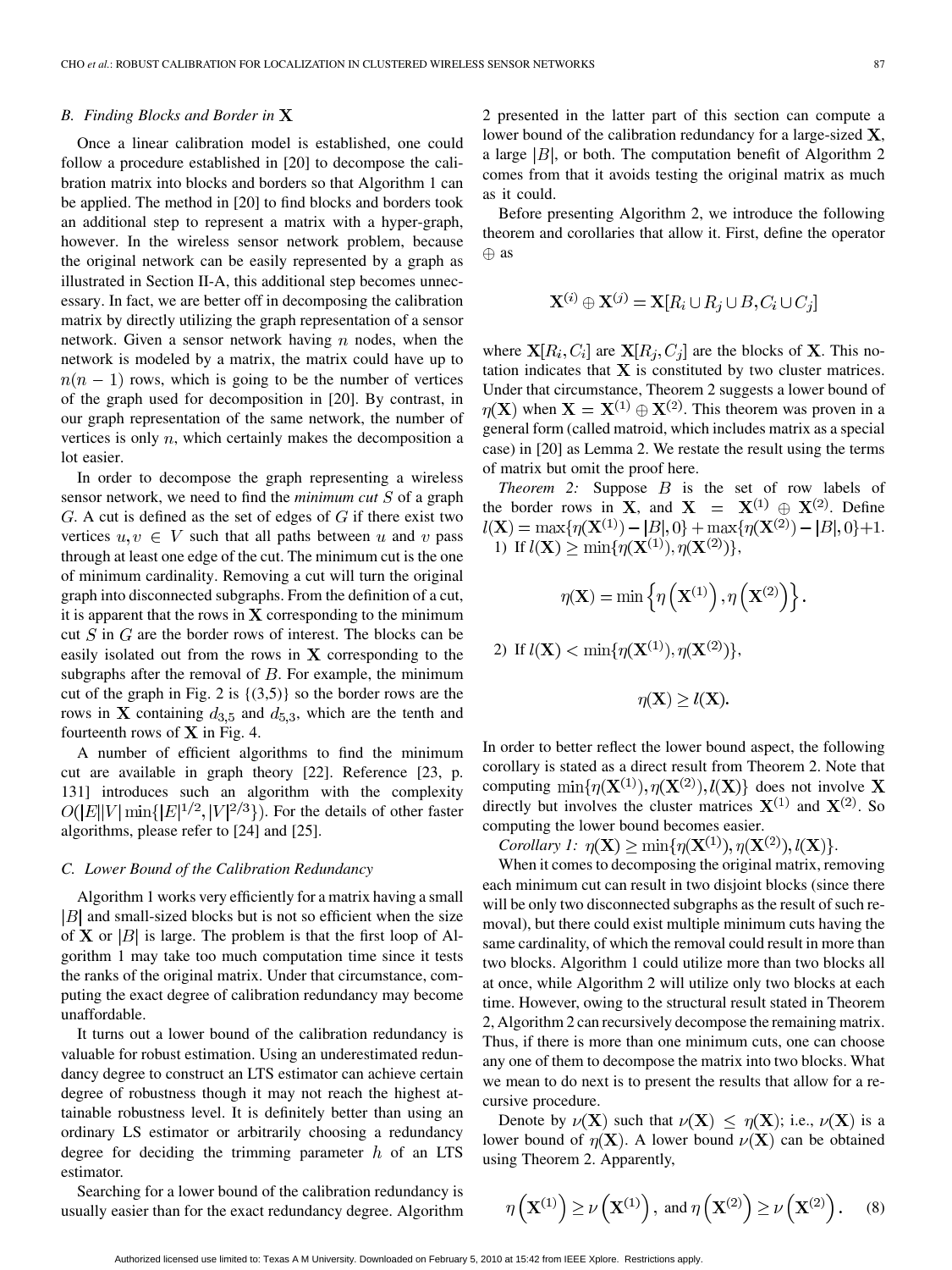### B. Finding Blocks and Border in $\mathbf{X}$

Once a linear calibration model is established, one could follow a procedure established in [20] to decompose the calibration matrix into blocks and borders so that Algorithm 1 can be applied. The method in [20] to find blocks and borders took an additional step to represent a matrix with a hyper-graph, however. In the wireless sensor network problem, because the original network can be easily represented by a graph as illustrated in Section II-A, this additional step becomes unnecessary. In fact, we are better off in decomposing the calibration matrix by directly utilizing the graph representation of a sensor network. Given a sensor network having $n$ nodes, when the network is modeled by a matrix, the matrix could have up to $n(n-1)$ rows, which is going to be the number of vertices of the graph used for decomposition in [20]. By contrast, in our graph representation of the same network, the number of vertices is only $n$, which certainly makes the decomposition a lot easier.

In order to decompose the graph representing a wireless sensor network, we need to find the *minimum cut* $S$ of a graph $G$. A cut is defined as the set of edges of $G$ if there exist two vertices $u, v \in V$ such that all paths between $u$ and $v$ pass through at least one edge of the cut. The minimum cut is the one of minimum cardinality. Removing a cut will turn the original graph into disconnected subgraphs. From the definition of a cut, it is apparent that the rows in $\mathbf{X}$ corresponding to the minimum cut $S$ in $G$ are the border rows of interest. The blocks can be easily isolated out from the rows in $\mathbf{X}$ corresponding to the subgraphs after the removal of $B$. For example, the minimum cut of the graph in Fig. 2 is {(3,5)} so the border rows are the rows in $\mathbf{X}$ containing $d_{3,5}$ and $d_{5,3}$, which are the tenth and fourteenth rows of $\mathbf{X}$ in Fig. 4.

A number of efficient algorithms to find the minimum cut are available in graph theory [22]. Reference [23, p. 131] introduces such an algorithm with the complexity $O(|E||V|\min\{|E|^{1/2}, |V|^{2/3}\})$. For the details of other faster algorithms, please refer to [24] and [25].

### C. Lower Bound of the Calibration Redundancy

Algorithm 1 works very efficiently for a matrix having a small $|B|$ and small-sized blocks but is not so efficient when the size of $\mathbf{X}$ or $|B|$ is large. The problem is that the first loop of Algorithm 1 may take too much computation time since it tests the ranks of the original matrix. Under that circumstance, computing the exact degree of calibration redundancy may become unaffordable.

It turns out a lower bound of the calibration redundancy is valuable for robust estimation. Using an underestimated redundancy degree to construct an LTS estimator can achieve certain degree of robustness though it may not reach the highest attainable robustness level. It is definitely better than using an ordinary LS estimator or arbitrarily choosing a redundancy degree for deciding the trimming parameter $h$ of an LTS estimator.

Searching for a lower bound of the calibration redundancy is usually easier than for the exact redundancy degree. Algorithm 2 presented in the latter part of this section can compute a lower bound of the calibration redundancy for a large-sized $\mathbf{X}$, a large $|B|$, or both. The computation benefit of Algorithm 2 comes from that it avoids testing the original matrix as much as it could.

Before presenting Algorithm 2, we introduce the following theorem and corollaries that allow it. First, define the operator $\oplus$ as

$$\mathbf{X}^{(i)} \oplus \mathbf{X}^{(j)} = \mathbf{X}[R_i \cup R_j \cup B, C_i \cup C_j]$$

where $\mathbf{X}[R_i, C_i]$ are $\mathbf{X}[R_j, C_j]$ are the blocks of $\mathbf{X}$. This notation indicates that $\mathbf{X}$ is constituted by two cluster matrices. Under that circumstance, Theorem 2 suggests a lower bound of $\eta(\mathbf{X})$ when $\mathbf{X} = \mathbf{X}^{(1)} \oplus \mathbf{X}^{(2)}$. This theorem was proven in a general form (called matroid, which includes matrix as a special case) in [20] as Lemma 2. We restate the result using the terms of matrix but omit the proof here.

*Theorem 2:* Suppose $B$ is the set of row labels of the border rows in $\mathbf{X}$, and $\mathbf{X} = \mathbf{X}^{(1)} \oplus \mathbf{X}^{(2)}$. Define $l(\mathbf{X}) = \max\{\eta(\mathbf{X}^{(1)}) - |B|, 0\} + \max\{\eta(\mathbf{X}^{(2)}) - |B|, 0\} + 1$.

1) If $l(\mathbf{X}) \geq \min\{\eta(\mathbf{X}^{(1)}), \eta(\mathbf{X}^{(2)})\}$,

$$\eta(\mathbf{X}) = \min\left\{\eta\left(\mathbf{X}^{(1)}\right), \eta\left(\mathbf{X}^{(2)}\right)\right\}.$$

2) If $l(\mathbf{X}) < \min\{\eta(\mathbf{X}^{(1)}), \eta(\mathbf{X}^{(2)})\}$,

$$\eta(\mathbf{X}) \geq l(\mathbf{X}).$$

In order to better reflect the lower bound aspect, the following corollary is stated as a direct result from Theorem 2. Note that computing $\min\{\eta(\mathbf{X}^{(1)}), \eta(\mathbf{X}^{(2)}), l(\mathbf{X})\}$ does not involve $\mathbf{X}$ directly but involves the cluster matrices $\mathbf{X}^{(1)}$ and $\mathbf{X}^{(2)}$. So computing the lower bound becomes easier.

*Corollary 1:* $\eta(\mathbf{X}) \geq \min\{\eta(\mathbf{X}^{(1)}), \eta(\mathbf{X}^{(2)}), l(\mathbf{X})\}$.

When it comes to decomposing the original matrix, removing each minimum cut can result in two disjoint blocks (since there will be only two disconnected subgraphs as the result of such removal), but there could exist multiple minimum cuts having the same cardinality, of which the removal could result in more than two blocks. Algorithm 1 could utilize more than two blocks all at once, while Algorithm 2 will utilize only two blocks at each time. However, owing to the structural result stated in Theorem 2, Algorithm 2 can recursively decompose the remaining matrix. Thus, if there is more than one minimum cuts, one can choose any one of them to decompose the matrix into two blocks. What we mean to do next is to present the results that allow for a recursive procedure.

Denote by $\nu(\mathbf{X})$ such that $\nu(\mathbf{X}) \leq \eta(\mathbf{X})$; i.e., $\nu(\mathbf{X})$ is a lower bound of $\eta(\mathbf{X})$. A lower bound $\nu(\mathbf{X})$ can be obtained using Theorem 2. Apparently,

$$\eta\left(\mathbf{X}^{(1)}\right) \geq \nu\left(\mathbf{X}^{(1)}\right), \text{ and } \eta\left(\mathbf{X}^{(2)}\right) \geq \nu\left(\mathbf{X}^{(2)}\right). \tag{8}$$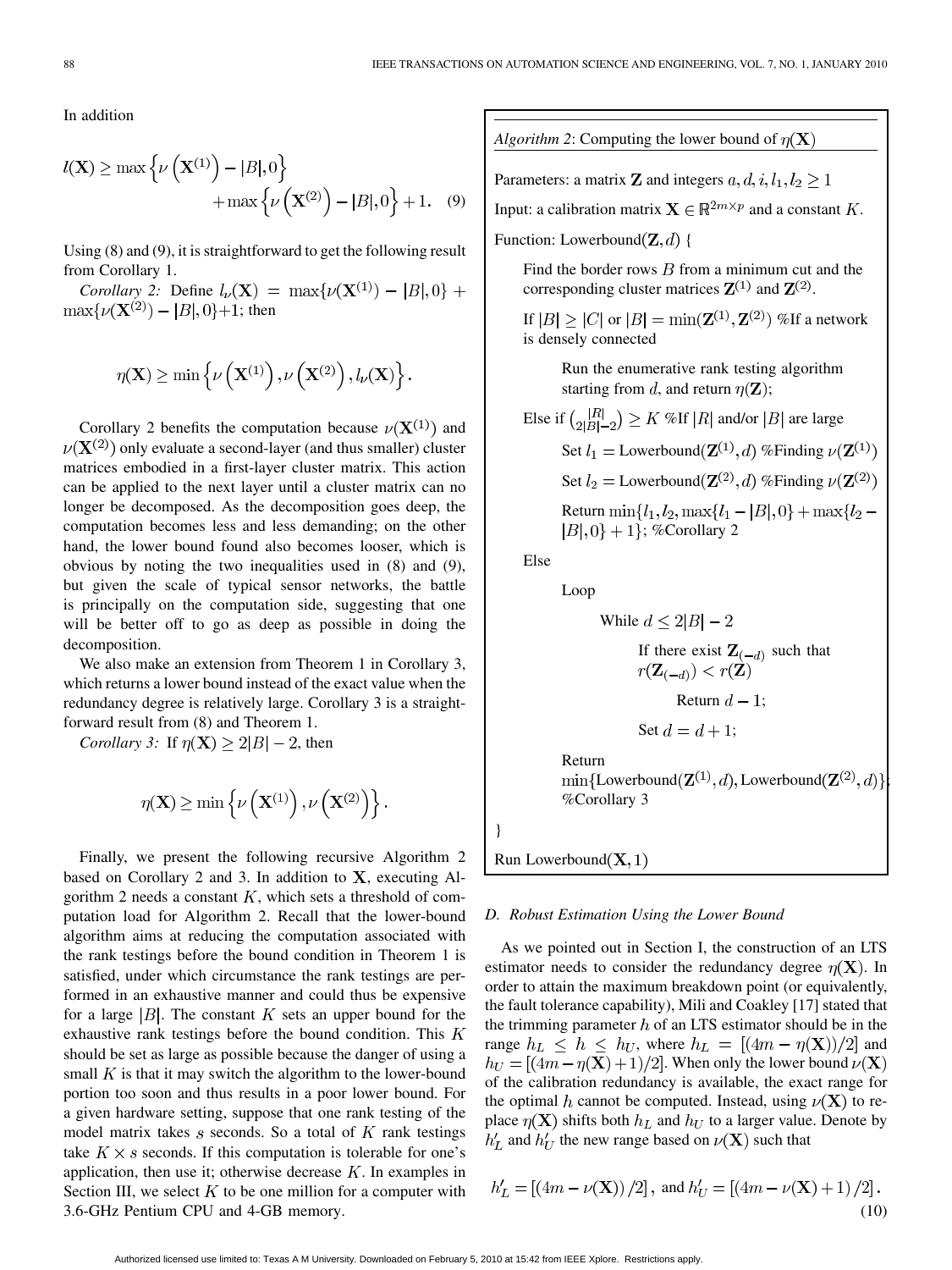In addition

$$l(\mathbf{X}) \geq \max\left\{\nu\left(\mathbf{X}^{(1)}\right) - |B|, 0\right\} + \max\left\{\nu\left(\mathbf{X}^{(2)}\right) - |B|, 0\right\} + 1. \quad (9)$$

Using (8) and (9), it is straightforward to get the following result from Corollary 1.

*Corollary 2:* Define $l_\nu(\mathbf{X}) = \max\{\nu(\mathbf{X}^{(1)}) - |B|, 0\} + \max\{\nu(\mathbf{X}^{(2)}) - |B|, 0\} + 1$; then

$$\eta(\mathbf{X}) \geq \min\left\{\nu\left(\mathbf{X}^{(1)}\right), \nu\left(\mathbf{X}^{(2)}\right), l_\nu(\mathbf{X})\right\}.$$

Corollary 2 benefits the computation because $\nu(\mathbf{X}^{(1)})$ and $\nu(\mathbf{X}^{(2)})$ only evaluate a second-layer (and thus smaller) cluster matrices embodied in a first-layer cluster matrix. This action can be applied to the next layer until a cluster matrix can no longer be decomposed. As the decomposition goes deep, the computation becomes less and less demanding; on the other hand, the lower bound found also becomes looser, which is obvious by noting the two inequalities used in (8) and (9), but given the scale of typical sensor networks, the battle is principally on the computation side, suggesting that one will be better off to go as deep as possible in doing the decomposition.

We also make an extension from Theorem 1 in Corollary 3, which returns a lower bound instead of the exact value when the redundancy degree is relatively large. Corollary 3 is a straightforward result from (8) and Theorem 1.

*Corollary 3:* If $\eta(\mathbf{X}) \geq 2|B| - 2$, then

$$\eta(\mathbf{X}) \geq \min\left\{\nu\left(\mathbf{X}^{(1)}\right), \nu\left(\mathbf{X}^{(2)}\right)\right\}.$$

Finally, we present the following recursive Algorithm 2 based on Corollary 2 and 3. In addition to $\mathbf{X}$, executing Algorithm 2 needs a constant $K$, which sets a threshold of computation load for Algorithm 2. Recall that the lower-bound algorithm aims at reducing the computation associated with the rank testings before the bound condition in Theorem 1 is satisfied, under which circumstance the rank testings are performed in an exhaustive manner and could thus be expensive for a large $|B|$. The constant $K$ sets an upper bound for the exhaustive rank testings before the bound condition. This $K$ should be set as large as possible because the danger of using a small $K$ is that it may switch the algorithm to the lower-bound portion too soon and thus results in a poor lower bound. For a given hardware setting, suppose that one rank testing of the model matrix takes $s$ seconds. So a total of $K$ rank testings take $K \times s$ seconds. If this computation is tolerable for one's application, then use it; otherwise decrease $K$. In examples in Section III, we select $K$ to be one million for a computer with 3.6-GHz Pentium CPU and 4-GB memory.

---

*Algorithm 2*: Computing the lower bound of $\eta(\mathbf{X})$

Parameters: a matrix $\mathbf{Z}$ and integers $a, d, i, l_1, l_2 \geq 1$

Input: a calibration matrix $\mathbf{X} \in \mathbb{R}^{2m \times p}$ and a constant $K$.

```
Function: Lowerbound(Z, d) {
    Find the border rows B from a minimum cut and the
    corresponding cluster matrices Z^(1) and Z^(2).
    If |B| ≥ |C| or |B| = min(Z^(1), Z^(2)) %If a network
    is densely connected
        Run the enumerative rank testing algorithm
        starting from d, and return η(Z);
    Else if C(|R|, 2|B|-2) ≥ K %If |R| and/or |B| are large
        Set l_1 = Lowerbound(Z^(1), d) %Finding ν(Z^(1))
        Set l_2 = Lowerbound(Z^(2), d) %Finding ν(Z^(2))
        Return min{l_1, l_2, max{l_1 - |B|, 0} + max{l_2 -
        |B|, 0} + 1}; %Corollary 2
    Else
        Loop
            While d ≤ 2|B| - 2
                If there exist Z_(-d) such that
                r(Z_(-d)) < r(Z)
                    Return d - 1;
                Set d = d + 1;
        Return
        min{Lowerbound(Z^(1), d), Lowerbound(Z^(2), d)};
        %Corollary 3
}
Run Lowerbound(X, 1)
```

---

### D. Robust Estimation Using the Lower Bound

As we pointed out in Section I, the construction of an LTS estimator needs to consider the redundancy degree $\eta(\mathbf{X})$. In order to attain the maximum breakdown point (or equivalently, the fault tolerance capability), Mili and Coakley [17] stated that the trimming parameter $h$ of an LTS estimator should be in the range $h_L \leq h \leq h_U$, where $h_L = [(4m - \eta(\mathbf{X}))/2]$ and $h_U = [(4m - \eta(\mathbf{X}) + 1)/2]$. When only the lower bound $\nu(\mathbf{X})$ of the calibration redundancy is available, the exact range for the optimal $h$ cannot be computed. Instead, using $\nu(\mathbf{X})$ to replace $\eta(\mathbf{X})$ shifts both $h_L$ and $h_U$ to a larger value. Denote by $h'_L$ and $h'_U$ the new range based on $\nu(\mathbf{X})$ such that

$$h'_L = [(4m - \nu(\mathbf{X}))/2], \text{ and } h'_U = [(4m - \nu(\mathbf{X}) + 1)/2]. \quad (10)$$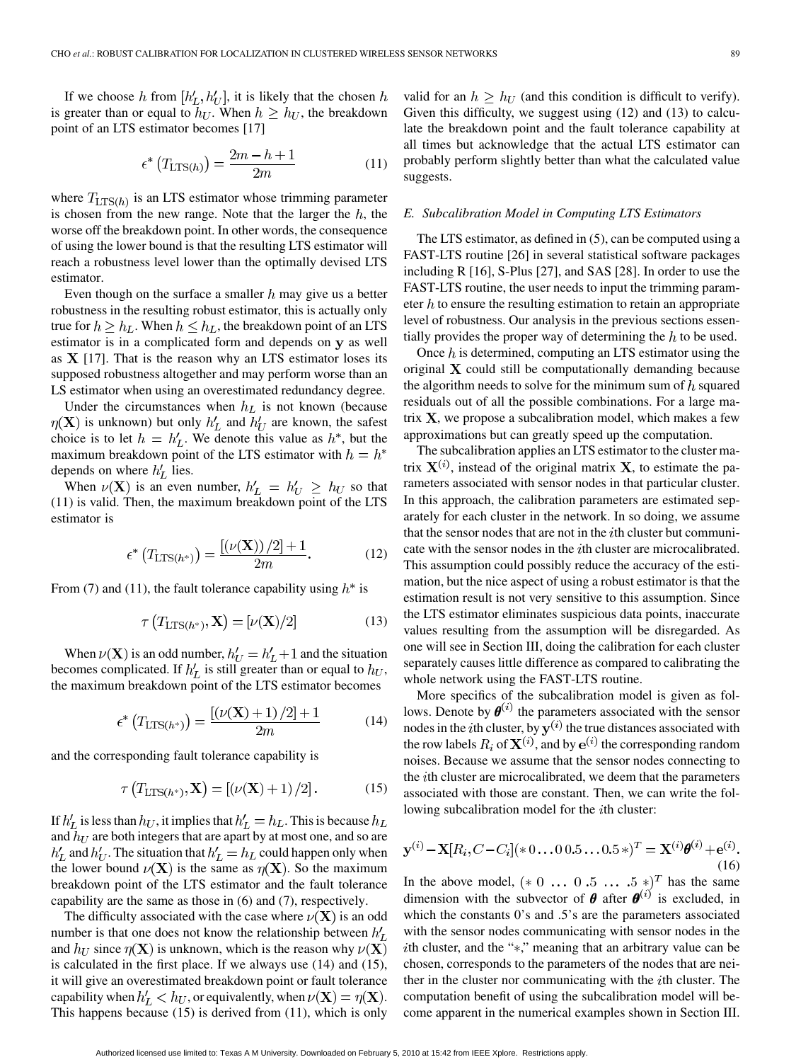If we choose $h$ from $[h'_L, h'_U]$, it is likely that the chosen $h$ is greater than or equal to $h_U$. When $h \geq h_U$, the breakdown point of an LTS estimator becomes [17]

$$\epsilon^* \left(T_{\mathrm{LTS}(h)}\right) = \frac{2m - h + 1}{2m} \tag{11}$$

where $T_{\mathrm{LTS}(h)}$ is an LTS estimator whose trimming parameter is chosen from the new range. Note that the larger the $h$, the worse off the breakdown point. In other words, the consequence of using the lower bound is that the resulting LTS estimator will reach a robustness level lower than the optimally devised LTS estimator.

Even though on the surface a smaller $h$ may give us a better robustness in the resulting robust estimator, this is actually only true for $h \geq h_L$. When $h \leq h_L$, the breakdown point of an LTS estimator is in a complicated form and depends on $\mathbf{y}$ as well as $\mathbf{X}$ [17]. That is the reason why an LTS estimator loses its supposed robustness altogether and may perform worse than an LS estimator when using an overestimated redundancy degree.

Under the circumstances when $h_L$ is not known (because $\eta(\mathbf{X})$ is unknown) but only $h'_L$ and $h'_U$ are known, the safest choice is to let $h = h'_L$. We denote this value as $h^*$, but the maximum breakdown point of the LTS estimator with $h = h^*$ depends on where $h'_L$ lies.

When $\nu(\mathbf{X})$ is an even number, $h'_L = h'_U \geq h_U$ so that (11) is valid. Then, the maximum breakdown point of the LTS estimator is

$$\epsilon^* \left(T_{\mathrm{LTS}(h^*)}\right) = \frac{[(\nu(\mathbf{X}))/2] + 1}{2m}. \tag{12}$$

From (7) and (11), the fault tolerance capability using $h^*$ is

$$\tau \left(T_{\mathrm{LTS}(h^*)}, \mathbf{X}\right) = [\nu(\mathbf{X})/2] \tag{13}$$

When $\nu(\mathbf{X})$ is an odd number, $h'_U = h'_L + 1$ and the situation becomes complicated. If $h'_L$ is still greater than or equal to $h_U$, the maximum breakdown point of the LTS estimator becomes

$$\epsilon^* \left(T_{\mathrm{LTS}(h^*)}\right) = \frac{[(\nu(\mathbf{X}) + 1)/2] + 1}{2m} \tag{14}$$

and the corresponding fault tolerance capability is

$$\tau \left(T_{\mathrm{LTS}(h^*)}, \mathbf{X}\right) = [(\nu(\mathbf{X}) + 1)/2]. \tag{15}$$

If $h'_L$ is less than $h_U$, it implies that $h'_L = h_L$. This is because $h_L$ and $h_U$ are both integers that are apart by at most one, and so are $h'_L$ and $h'_U$. The situation that $h'_L = h_L$ could happen only when the lower bound $\nu(\mathbf{X})$ is the same as $\eta(\mathbf{X})$. So the maximum breakdown point of the LTS estimator and the fault tolerance capability are the same as those in (6) and (7), respectively.

The difficulty associated with the case where $\nu(\mathbf{X})$ is an odd number is that one does not know the relationship between $h'_L$ and $h_U$ since $\eta(\mathbf{X})$ is unknown, which is the reason why $\nu(\mathbf{X})$ is calculated in the first place. If we always use (14) and (15), it will give an overestimated breakdown point or fault tolerance capability when $h'_L < h_U$, or equivalently, when $\nu(\mathbf{X}) = \eta(\mathbf{X})$. This happens because (15) is derived from (11), which is only valid for an $h \geq h_U$ (and this condition is difficult to verify). Given this difficulty, we suggest using (12) and (13) to calculate the breakdown point and the fault tolerance capability at all times but acknowledge that the actual LTS estimator can probably perform slightly better than what the calculated value suggests.

### E. Subcalibration Model in Computing LTS Estimators

The LTS estimator, as defined in (5), can be computed using a FAST-LTS routine [26] in several statistical software packages including R [16], S-Plus [27], and SAS [28]. In order to use the FAST-LTS routine, the user needs to input the trimming parameter $h$ to ensure the resulting estimation to retain an appropriate level of robustness. Our analysis in the previous sections essentially provides the proper way of determining the $h$ to be used.

Once $h$ is determined, computing an LTS estimator using the original $\mathbf{X}$ could still be computationally demanding because the algorithm needs to solve for the minimum sum of $h$ squared residuals out of all the possible combinations. For a large matrix $\mathbf{X}$, we propose a subcalibration model, which makes a few approximations but can greatly speed up the computation.

The subcalibration applies an LTS estimator to the cluster matrix $\mathbf{X}^{(i)}$, instead of the original matrix $\mathbf{X}$, to estimate the parameters associated with sensor nodes in that particular cluster. In this approach, the calibration parameters are estimated separately for each cluster in the network. In so doing, we assume that the sensor nodes that are not in the $i$th cluster but communicate with the sensor nodes in the $i$th cluster are microcalibrated. This assumption could possibly reduce the accuracy of the estimation, but the nice aspect of using a robust estimator is that the estimation result is not very sensitive to this assumption. Since the LTS estimator eliminates suspicious data points, inaccurate values resulting from the assumption will be disregarded. As one will see in Section III, doing the calibration for each cluster separately causes little difference as compared to calibrating the whole network using the FAST-LTS routine.

More specifics of the subcalibration model is given as follows. Denote by $\boldsymbol{\theta}^{(i)}$ the parameters associated with the sensor nodes in the $i$th cluster, by $\mathbf{y}^{(i)}$ the true distances associated with the row labels $R_i$ of $\mathbf{X}^{(i)}$, and by $\mathbf{e}^{(i)}$ the corresponding random noises. Because we assume that the sensor nodes connecting to the $i$th cluster are microcalibrated, we deem that the parameters associated with those are constant. Then, we can write the following subcalibration model for the $i$th cluster:

$$\mathbf{y}^{(i)} - \mathbf{X}[R_i, C - C_i](* \, 0 \ldots 0 \, 0.5 \ldots 0.5 \, *)^T = \mathbf{X}^{(i)}\boldsymbol{\theta}^{(i)} + \mathbf{e}^{(i)}. \tag{16}$$

In the above model, $(* \; 0 \; \ldots \; 0 \; .5 \; \ldots \; .5 \; *)^T$ has the same dimension with the subvector of $\boldsymbol{\theta}$ after $\boldsymbol{\theta}^{(i)}$ is excluded, in which the constants 0's and .5's are the parameters associated with the sensor nodes communicating with sensor nodes in the $i$th cluster, and the "$*$," meaning that an arbitrary value can be chosen, corresponds to the parameters of the nodes that are neither in the cluster nor communicating with the $i$th cluster. The computation benefit of using the subcalibration model will become apparent in the numerical examples shown in Section III.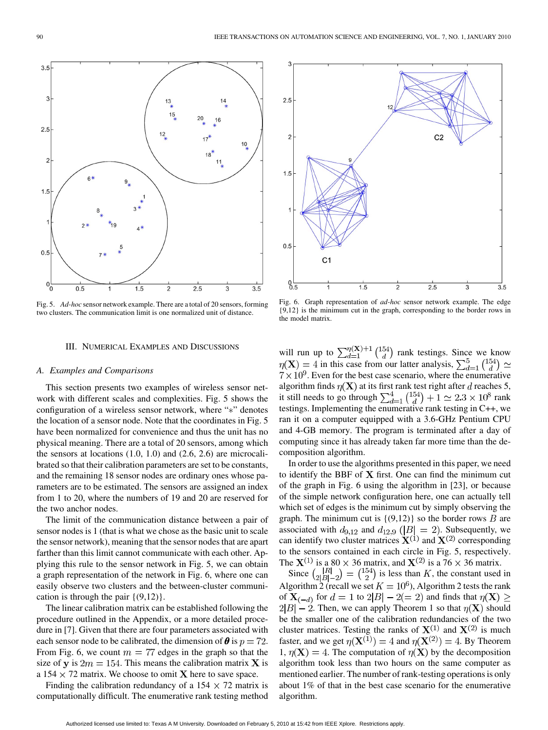Fig. 5. *Ad-hoc* sensor network example. There are a total of 20 sensors, forming two clusters. The communication limit is one normalized unit of distance.

Fig. 6. Graph representation of *ad-hoc* sensor network example. The edge {9,12} is the minimum cut in the graph, corresponding to the border rows in the model matrix.

## III. Numerical Examples and Discussions

### A. Examples and Comparisons

This section presents two examples of wireless sensor network with different scales and complexities. Fig. 5 shows the configuration of a wireless sensor network, where "$*$" denotes the location of a sensor node. Note that the coordinates in Fig. 5 have been normalized for convenience and thus the unit has no physical meaning. There are a total of 20 sensors, among which the sensors at locations (1.0, 1.0) and (2.6, 2.6) are microcalibrated so that their calibration parameters are set to be constants, and the remaining 18 sensor nodes are ordinary ones whose parameters are to be estimated. The sensors are assigned an index from 1 to 20, where the numbers of 19 and 20 are reserved for the two anchor nodes.

The limit of the communication distance between a pair of sensor nodes is 1 (that is what we chose as the basic unit to scale the sensor network), meaning that the sensor nodes that are apart farther than this limit cannot communicate with each other. Applying this rule to the sensor network in Fig. 5, we can obtain a graph representation of the network in Fig. 6, where one can easily observe two clusters and the between-cluster communication is through the pair {(9,12)}.

The linear calibration matrix can be established following the procedure outlined in the Appendix, or a more detailed procedure in [7]. Given that there are four parameters associated with each sensor node to be calibrated, the dimension of $\boldsymbol{\theta}$ is $p = 72$. From Fig. 6, we count $m = 77$ edges in the graph so that the size of $\mathbf{y}$ is $2m = 154$. This means the calibration matrix $\mathbf{X}$ is a $154 \times 72$ matrix. We choose to omit $\mathbf{X}$ here to save space.

Finding the calibration redundancy of a $154 \times 72$ matrix is computationally difficult. The enumerative rank testing method will run up to $\sum_{d=1}^{\eta(\mathbf{X})+1} \binom{154}{d}$ rank testings. Since we know $\eta(\mathbf{X}) = 4$ in this case from our latter analysis, $\sum_{d=1}^{5} \binom{154}{d} \simeq 7 \times 10^9$. Even for the best case scenario, where the enumerative algorithm finds $\eta(\mathbf{X})$ at its first rank test right after $d$ reaches 5, it still needs to go through $\sum_{d=1}^{4} \binom{154}{d} + 1 \simeq 2.3 \times 10^8$ rank testings. Implementing the enumerative rank testing in C++, we ran it on a computer equipped with a 3.6-GHz Pentium CPU and 4-GB memory. The program is terminated after a day of computing since it has already taken far more time than the decomposition algorithm.

In order to use the algorithms presented in this paper, we need to identify the BBF of $\mathbf{X}$ first. One can find the minimum cut of the graph in Fig. 6 using the algorithm in [23], or because of the simple network configuration here, one can actually tell which set of edges is the minimum cut by simply observing the graph. The minimum cut is {(9,12)} so the border rows $B$ are associated with $d_{9,12}$ and $d_{12,9}$ ($|B| = 2$). Subsequently, we can identify two cluster matrices $\mathbf{X}^{(1)}$ and $\mathbf{X}^{(2)}$ corresponding to the sensors contained in each circle in Fig. 5, respectively. The $\mathbf{X}^{(1)}$ is a $80 \times 36$ matrix, and $\mathbf{X}^{(2)}$ is a $76 \times 36$ matrix.

Since $\binom{|B|}{2|B|-2} = \binom{154}{2}$ is less than $K$, the constant used in Algorithm 2 (recall we set $K = 10^6$), Algorithm 2 tests the rank of $\mathbf{X}_{(-d)}$ for $d = 1$ to $2|B| - 2 (= 2)$ and finds that $\eta(\mathbf{X}) \geq 2|B| - 2$. Then, we can apply Theorem 1 so that $\eta(\mathbf{X})$ should be the smaller one of the calibration redundancies of the two cluster matrices. Testing the ranks of $\mathbf{X}^{(1)}$ and $\mathbf{X}^{(2)}$ is much faster, and we get $\eta(\mathbf{X}^{(1)}) = 4$ and $\eta(\mathbf{X}^{(2)}) = 4$. By Theorem 1, $\eta(\mathbf{X}) = 4$. The computation of $\eta(\mathbf{X})$ by the decomposition algorithm took less than two hours on the same computer as mentioned earlier. The number of rank-testing operations is only about 1% of that in the best case scenario for the enumerative algorithm.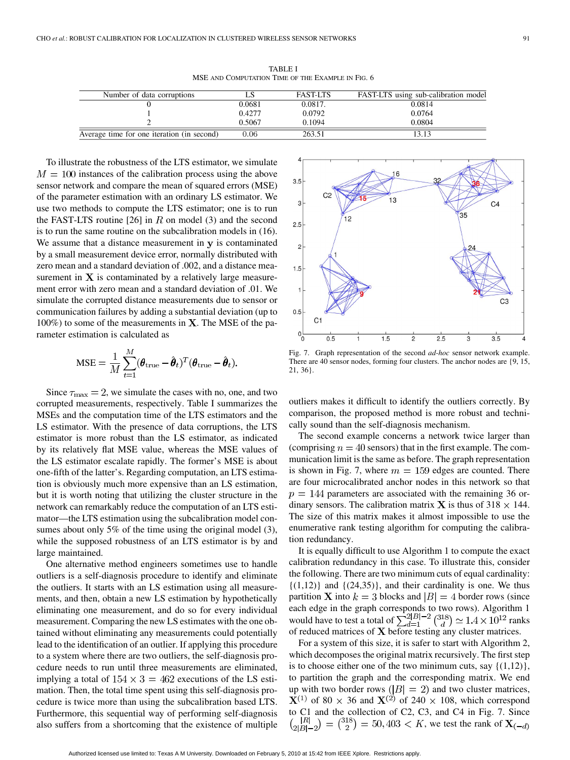TABLE I
MSE AND COMPUTATION TIME OF THE EXAMPLE IN FIG. 6

| Number of data corruptions | LS | FAST-LTS | FAST-LTS using sub-calibration model |
|---|---|---|---|
| 0 | 0.0681 | 0.0817. | 0.0814 |
| 1 | 0.4277 | 0.0792 | 0.0764 |
| 2 | 0.5067 | 0.1094 | 0.0804 |
| Average time for one iteration (in second) | 0.06 | 263.51 | 13.13 |

To illustrate the robustness of the LTS estimator, we simulate $M = 100$ instances of the calibration process using the above sensor network and compare the mean of squared errors (MSE) of the parameter estimation with an ordinary LS estimator. We use two methods to compute the LTS estimator; one is to run the FAST-LTS routine [26] in $R$ on model (3) and the second is to run the same routine on the subcalibration models in (16). We assume that a distance measurement in $\mathbf{y}$ is contaminated by a small measurement device error, normally distributed with zero mean and a standard deviation of .002, and a distance measurement in $\mathbf{X}$ is contaminated by a relatively large measurement error with zero mean and a standard deviation of .01. We simulate the corrupted distance measurements due to sensor or communication failures by adding a substantial deviation (up to 100%) to some of the measurements in $\mathbf{X}$. The MSE of the parameter estimation is calculated as

$$\text{MSE} = \frac{1}{M}\sum_{t=1}^{M}(\boldsymbol{\theta}_{\text{true}} - \hat{\boldsymbol{\theta}}_t)^T(\boldsymbol{\theta}_{\text{true}} - \hat{\boldsymbol{\theta}}_t).$$

Since $\tau_{\max} = 2$, we simulate the cases with no, one, and two corrupted measurements, respectively. Table I summarizes the MSEs and the computation time of the LTS estimators and the LS estimator. With the presence of data corruptions, the LTS estimator is more robust than the LS estimator, as indicated by its relatively flat MSE value, whereas the MSE values of the LS estimator escalate rapidly. The former's MSE is about one-fifth of the latter's. Regarding computation, an LTS estimation is obviously much more expensive than an LS estimation, but it is worth noting that utilizing the cluster structure in the network can remarkably reduce the computation of an LTS estimator—the LTS estimation using the subcalibration model consumes about only 5% of the time using the original model (3), while the supposed robustness of an LTS estimator is by and large maintained.

One alternative method engineers sometimes use to handle outliers is a self-diagnosis procedure to identify and eliminate the outliers. It starts with an LS estimation using all measurements, and then, obtain a new LS estimation by hypothetically eliminating one measurement, and do so for every individual measurement. Comparing the new LS estimates with the one obtained without eliminating any measurements could potentially lead to the identification of an outlier. If applying this procedure to a system where there are two outliers, the self-diagnosis procedure needs to run until three measurements are eliminated, implying a total of $154 \times 3 = 462$ executions of the LS estimation. Then, the total time spent using this self-diagnosis procedure is twice more than using the subcalibration based LTS. Furthermore, this sequential way of performing self-diagnosis also suffers from a shortcoming that the existence of multiple outliers makes it difficult to identify the outliers correctly. By comparison, the proposed method is more robust and technically sound than the self-diagnosis mechanism.

Fig. 7. Graph representation of the second *ad-hoc* sensor network example. There are 40 sensor nodes, forming four clusters. The anchor nodes are {9, 15, 21, 36}.

The second example concerns a network twice larger than (comprising $n = 40$ sensors) that in the first example. The communication limit is the same as before. The graph representation is shown in Fig. 7, where $m = 159$ edges are counted. There are four microcalibrated anchor nodes in this network so that $p = 144$ parameters are associated with the remaining 36 ordinary sensors. The calibration matrix $\mathbf{X}$ is thus of $318 \times 144$. The size of this matrix makes it almost impossible to use the enumerative rank testing algorithm for computing the calibration redundancy.

It is equally difficult to use Algorithm 1 to compute the exact calibration redundancy in this case. To illustrate this, consider the following. There are two minimum cuts of equal cardinality: {(1,12)} and {(24,35)}, and their cardinality is one. We thus partition $\mathbf{X}$ into $k = 3$ blocks and $|B| = 4$ border rows (since each edge in the graph corresponds to two rows). Algorithm 1 would have to test a total of $\sum_{d=1}^{2|B|-2}\binom{318}{d} \simeq 1.4 \times 10^{12}$ ranks of reduced matrices of $\mathbf{X}$ before testing any cluster matrices.

For a system of this size, it is safer to start with Algorithm 2, which decomposes the original matrix recursively. The first step is to choose either one of the two minimum cuts, say {(1,12)}, to partition the graph and the corresponding matrix. We end up with two border rows ($|B| = 2$) and two cluster matrices, $\mathbf{X}^{(1)}$ of $80 \times 36$ and $\mathbf{X}^{(2)}$ of $240 \times 108$, which correspond to C1 and the collection of C2, C3, and C4 in Fig. 7. Since $\binom{|R|}{2|B|-2} = \binom{318}{2} = 50{,}403 < K$, we test the rank of $\mathbf{X}_{(-d)}$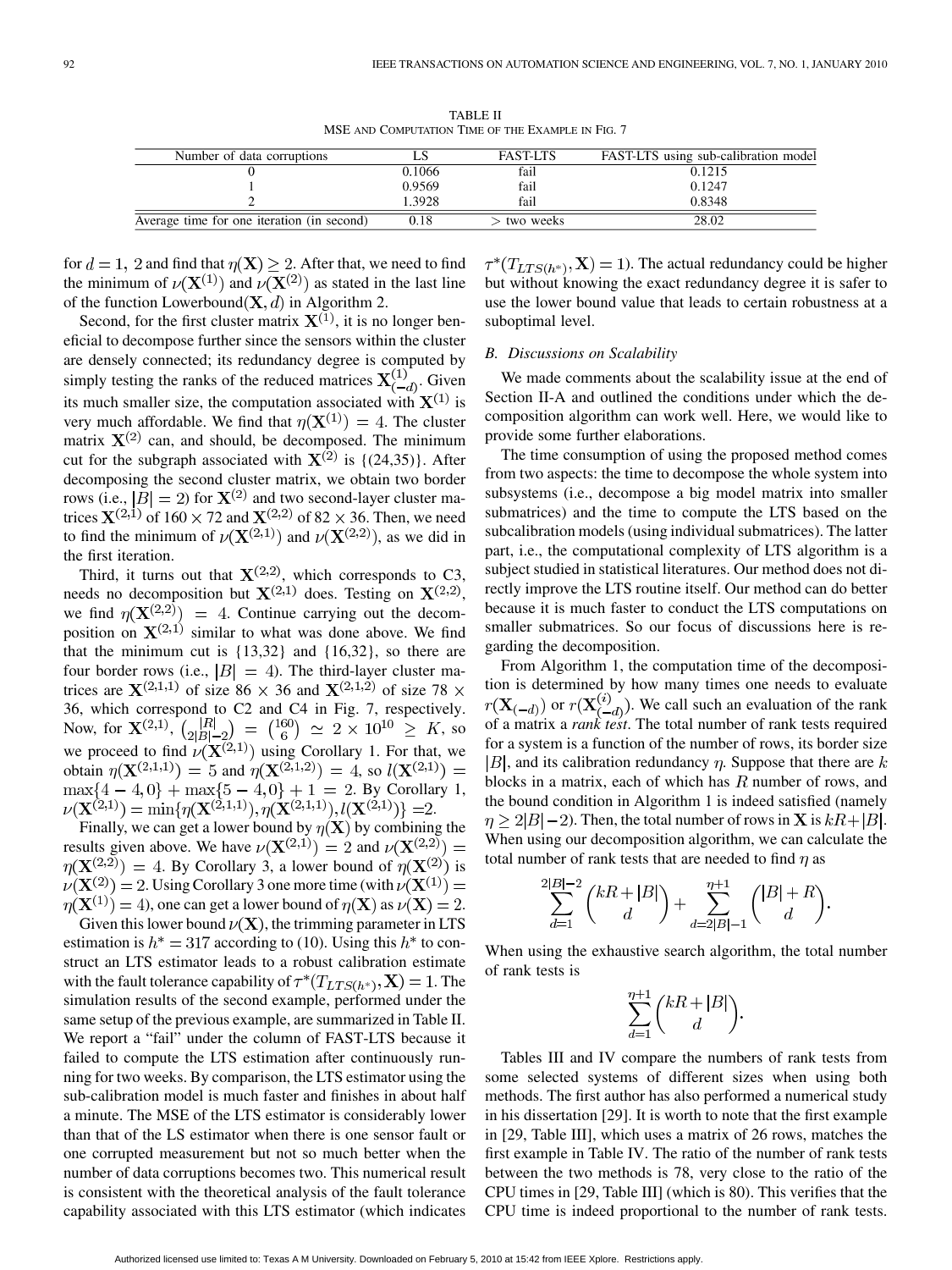TABLE II
MSE AND COMPUTATION TIME OF THE EXAMPLE IN FIG. 7

| Number of data corruptions | LS | FAST-LTS | FAST-LTS using sub-calibration model |
|---|---|---|---|
| 0 | 0.1066 | fail | 0.1215 |
| 1 | 0.9569 | fail | 0.1247 |
| 2 | 1.3928 | fail | 0.8348 |
| Average time for one iteration (in second) | 0.18 | > two weeks | 28.02 |

for $d = 1, 2$ and find that $\eta(\mathbf{X}) \geq 2$. After that, we need to find the minimum of $\nu(\mathbf{X}^{(1)})$ and $\nu(\mathbf{X}^{(2)})$ as stated in the last line of the function Lowerbound$(\mathbf{X}, d)$ in Algorithm 2.

Second, for the first cluster matrix $\mathbf{X}^{(1)}$, it is no longer beneficial to decompose further since the sensors within the cluster are densely connected; its redundancy degree is computed by simply testing the ranks of the reduced matrices $\mathbf{X}^{(1)}_{(-d)}$. Given its much smaller size, the computation associated with $\mathbf{X}^{(1)}$ is very much affordable. We find that $\eta(\mathbf{X}^{(1)}) = 4$. The cluster matrix $\mathbf{X}^{(2)}$ can, and should, be decomposed. The minimum cut for the subgraph associated with $\mathbf{X}^{(2)}$ is {(24,35)}. After decomposing the second cluster matrix, we obtain two border rows (i.e., $|B| = 2$) for $\mathbf{X}^{(2)}$ and two second-layer cluster matrices $\mathbf{X}^{(2,1)}$ of $160 \times 72$ and $\mathbf{X}^{(2,2)}$ of $82 \times 36$. Then, we need to find the minimum of $\nu(\mathbf{X}^{(2,1)})$ and $\nu(\mathbf{X}^{(2,2)})$, as we did in the first iteration.

Third, it turns out that $\mathbf{X}^{(2,2)}$, which corresponds to C3, needs no decomposition but $\mathbf{X}^{(2,1)}$ does. Testing on $\mathbf{X}^{(2,2)}$, we find $\eta(\mathbf{X}^{(2,2)}) = 4$. Continue carrying out the decomposition on $\mathbf{X}^{(2,1)}$ similar to what was done above. We find that the minimum cut is {13,32} and {16,32}, so there are four border rows (i.e., $|B| = 4$). The third-layer cluster matrices are $\mathbf{X}^{(2,1,1)}$ of size $86 \times 36$ and $\mathbf{X}^{(2,1,2)}$ of size $78 \times 36$, which correspond to C2 and C4 in Fig. 7, respectively. Now, for $\mathbf{X}^{(2,1)}$, $\binom{|R|}{2|B|-2} = \binom{160}{6} \simeq 2 \times 10^{10} \geq K$, so we proceed to find $\nu(\mathbf{X}^{(2,1)})$ using Corollary 1. For that, we obtain $\eta(\mathbf{X}^{(2,1,1)}) = 5$ and $\eta(\mathbf{X}^{(2,1,2)}) = 4$, so $l(\mathbf{X}^{(2,1)}) = \max\{4-4, 0\} + \max\{5-4, 0\} + 1 = 2$. By Corollary 1, $\nu(\mathbf{X}^{(2,1)}) = \min\{\eta(\mathbf{X}^{(2,1,1)}), \eta(\mathbf{X}^{(2,1,1)}), l(\mathbf{X}^{(2,1)})\} = 2$.

Finally, we can get a lower bound by $\eta(\mathbf{X})$ by combining the results given above. We have $\nu(\mathbf{X}^{(2,1)}) = 2$ and $\nu(\mathbf{X}^{(2,2)}) = \eta(\mathbf{X}^{(2,2)}) = 4$. By Corollary 3, a lower bound of $\eta(\mathbf{X}^{(2)})$ is $\nu(\mathbf{X}^{(2)}) = 2$. Using Corollary 3 one more time (with $\nu(\mathbf{X}^{(1)}) = \eta(\mathbf{X}^{(1)}) = 4$), one can get a lower bound of $\eta(\mathbf{X})$ as $\nu(\mathbf{X}) = 2$.

Given this lower bound $\nu(\mathbf{X})$, the trimming parameter in LTS estimation is $h^* = 317$ according to (10). Using this $h^*$ to construct an LTS estimator leads to a robust calibration estimate with the fault tolerance capability of $\tau^*(T_{LTS(h^*)}, \mathbf{X}) = 1$. The simulation results of the second example, performed under the same setup of the previous example, are summarized in Table II. We report a "fail" under the column of FAST-LTS because it failed to compute the LTS estimation after continuously running for two weeks. By comparison, the LTS estimator using the sub-calibration model is much faster and finishes in about half a minute. The MSE of the LTS estimator is considerably lower than that of the LS estimator when there is one sensor fault or one corrupted measurement but not so much better when the number of data corruptions becomes two. This numerical result is consistent with the theoretical analysis of the fault tolerance capability associated with this LTS estimator (which indicates $\tau^*(T_{LTS(h^*)}, \mathbf{X}) = 1$). The actual redundancy could be higher but without knowing the exact redundancy degree it is safer to use the lower bound value that leads to certain robustness at a suboptimal level.

### B. Discussions on Scalability

We made comments about the scalability issue at the end of Section II-A and outlined the conditions under which the decomposition algorithm can work well. Here, we would like to provide some further elaborations.

The time consumption of using the proposed method comes from two aspects: the time to decompose the whole system into subsystems (i.e., decompose a big model matrix into smaller submatrices) and the time to compute the LTS based on the subcalibration models (using individual submatrices). The latter part, i.e., the computational complexity of LTS algorithm is a subject studied in statistical literatures. Our method does not directly improve the LTS routine itself. Our method can do better because it is much faster to conduct the LTS computations on smaller submatrices. So our focus of discussions here is regarding the decomposition.

From Algorithm 1, the computation time of the decomposition is determined by how many times one needs to evaluate $r(\mathbf{X}_{(-d)})$ or $r(\mathbf{X}^{(i)}_{(-d)})$. We call such an evaluation of the rank of a matrix a *rank test*. The total number of rank tests required for a system is a function of the number of rows, its border size $|B|$, and its calibration redundancy $\eta$. Suppose that there are $k$ blocks in a matrix, each of which has $R$ number of rows, and the bound condition in Algorithm 1 is indeed satisfied (namely $\eta \geq 2|B| - 2$). Then, the total number of rows in $\mathbf{X}$ is $kR + |B|$. When using our decomposition algorithm, we can calculate the total number of rank tests that are needed to find $\eta$ as

$$\sum_{d=1}^{2|B|-2} \binom{kR+|B|}{d} + \sum_{d=2|B|-1}^{\eta+1} \binom{|B|+R}{d}.$$

When using the exhaustive search algorithm, the total number of rank tests is

$$\sum_{d=1}^{\eta+1} \binom{kR+|B|}{d}.$$

Tables III and IV compare the numbers of rank tests from some selected systems of different sizes when using both methods. The first author has also performed a numerical study in his dissertation [29]. It is worth to note that the first example in [29, Table III], which uses a matrix of 26 rows, matches the first example in Table IV. The ratio of the number of rank tests between the two methods is 78, very close to the ratio of the CPU times in [29, Table III] (which is 80). This verifies that the CPU time is indeed proportional to the number of rank tests.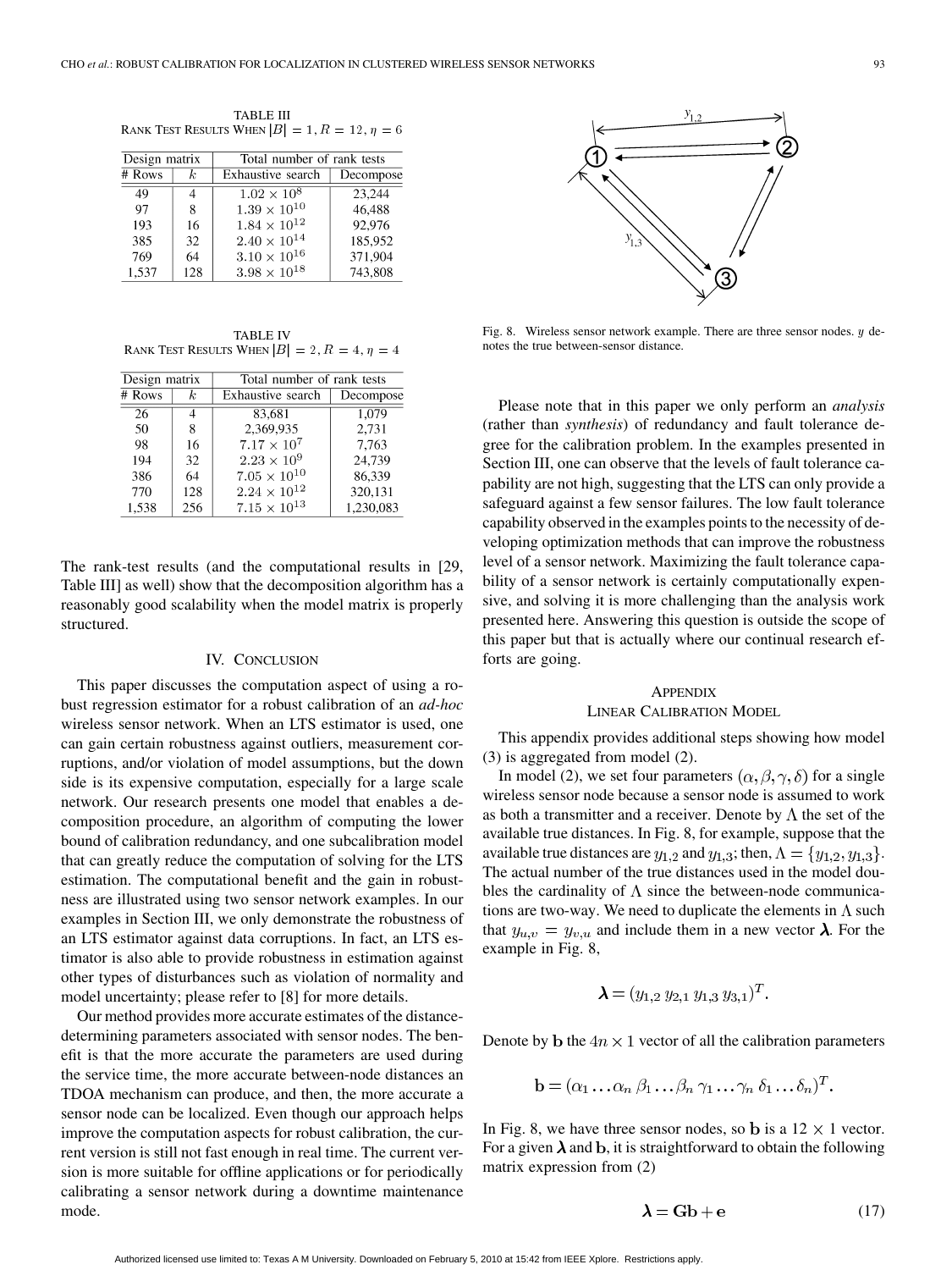TABLE III
RANK TEST RESULTS WHEN $|B| = 1, R = 12, \eta = 6$

| Design matrix | | Total number of rank tests | |
|---|---|---|---|
| # Rows | $k$ | Exhaustive search | Decompose |
| 49 | 4 | $1.02 \times 10^8$ | 23,244 |
| 97 | 8 | $1.39 \times 10^{10}$ | 46,488 |
| 193 | 16 | $1.84 \times 10^{12}$ | 92,976 |
| 385 | 32 | $2.40 \times 10^{14}$ | 185,952 |
| 769 | 64 | $3.10 \times 10^{16}$ | 371,904 |
| 1,537 | 128 | $3.98 \times 10^{18}$ | 743,808 |

TABLE IV
RANK TEST RESULTS WHEN $|B| = 2, R = 4, \eta = 4$

| Design matrix | | Total number of rank tests | |
|---|---|---|---|
| # Rows | $k$ | Exhaustive search | Decompose |
| 26 | 4 | 83,681 | 1,079 |
| 50 | 8 | 2,369,935 | 2,731 |
| 98 | 16 | $7.17 \times 10^7$ | 7,763 |
| 194 | 32 | $2.23 \times 10^9$ | 24,739 |
| 386 | 64 | $7.05 \times 10^{10}$ | 86,339 |
| 770 | 128 | $2.24 \times 10^{12}$ | 320,131 |
| 1,538 | 256 | $7.15 \times 10^{13}$ | 1,230,083 |

The rank-test results (and the computational results in [29, Table III] as well) show that the decomposition algorithm has a reasonably good scalability when the model matrix is properly structured.

## IV. CONCLUSION

This paper discusses the computation aspect of using a robust regression estimator for a robust calibration of an *ad-hoc* wireless sensor network. When an LTS estimator is used, one can gain certain robustness against outliers, measurement corruptions, and/or violation of model assumptions, but the down side is its expensive computation, especially for a large scale network. Our research presents one model that enables a decomposition procedure, an algorithm of computing the lower bound of calibration redundancy, and one subcalibration model that can greatly reduce the computation of solving for the LTS estimation. The computational benefit and the gain in robustness are illustrated using two sensor network examples. In our examples in Section III, we only demonstrate the robustness of an LTS estimator against data corruptions. In fact, an LTS estimator is also able to provide robustness in estimation against other types of disturbances such as violation of normality and model uncertainty; please refer to [8] for more details.

Our method provides more accurate estimates of the distance-determining parameters associated with sensor nodes. The benefit is that the more accurate the parameters are used during the service time, the more accurate between-node distances an TDOA mechanism can produce, and then, the more accurate a sensor node can be localized. Even though our approach helps improve the computation aspects for robust calibration, the current version is still not fast enough in real time. The current version is more suitable for offline applications or for periodically calibrating a sensor network during a downtime maintenance mode.

$y_{1,2}$
1
2
$y_{1,3}$
3

Fig. 8. Wireless sensor network example. There are three sensor nodes. $y$ denotes the true between-sensor distance.

Please note that in this paper we only perform an *analysis* (rather than *synthesis*) of redundancy and fault tolerance degree for the calibration problem. In the examples presented in Section III, one can observe that the levels of fault tolerance capability are not high, suggesting that the LTS can only provide a safeguard against a few sensor failures. The low fault tolerance capability observed in the examples points to the necessity of developing optimization methods that can improve the robustness level of a sensor network. Maximizing the fault tolerance capability of a sensor network is certainly computationally expensive, and solving it is more challenging than the analysis work presented here. Answering this question is outside the scope of this paper but that is actually where our continual research efforts are going.

## APPENDIX
## LINEAR CALIBRATION MODEL

This appendix provides additional steps showing how model (3) is aggregated from model (2).

In model (2), we set four parameters $(\alpha, \beta, \gamma, \delta)$ for a single wireless sensor node because a sensor node is assumed to work as both a transmitter and a receiver. Denote by $\Lambda$ the set of the available true distances. In Fig. 8, for example, suppose that the available true distances are $y_{1,2}$ and $y_{1,3}$; then, $\Lambda = \{y_{1,2}, y_{1,3}\}$. The actual number of the true distances used in the model doubles the cardinality of $\Lambda$ since the between-node communications are two-way. We need to duplicate the elements in $\Lambda$ such that $y_{u,v} = y_{v,u}$ and include them in a new vector $\boldsymbol{\lambda}$. For the example in Fig. 8,

$$\boldsymbol{\lambda} = (y_{1,2}\, y_{2,1}\, y_{1,3}\, y_{3,1})^T.$$

Denote by $\mathbf{b}$ the $4n \times 1$ vector of all the calibration parameters

$$\mathbf{b} = (\alpha_1 \ldots \alpha_n\, \beta_1 \ldots \beta_n\, \gamma_1 \ldots \gamma_n\, \delta_1 \ldots \delta_n)^T.$$

In Fig. 8, we have three sensor nodes, so $\mathbf{b}$ is a $12 \times 1$ vector. For a given $\boldsymbol{\lambda}$ and $\mathbf{b}$, it is straightforward to obtain the following matrix expression from (2)

$$\boldsymbol{\lambda} = \mathbf{G}\mathbf{b} + \mathbf{e} \tag{17}$$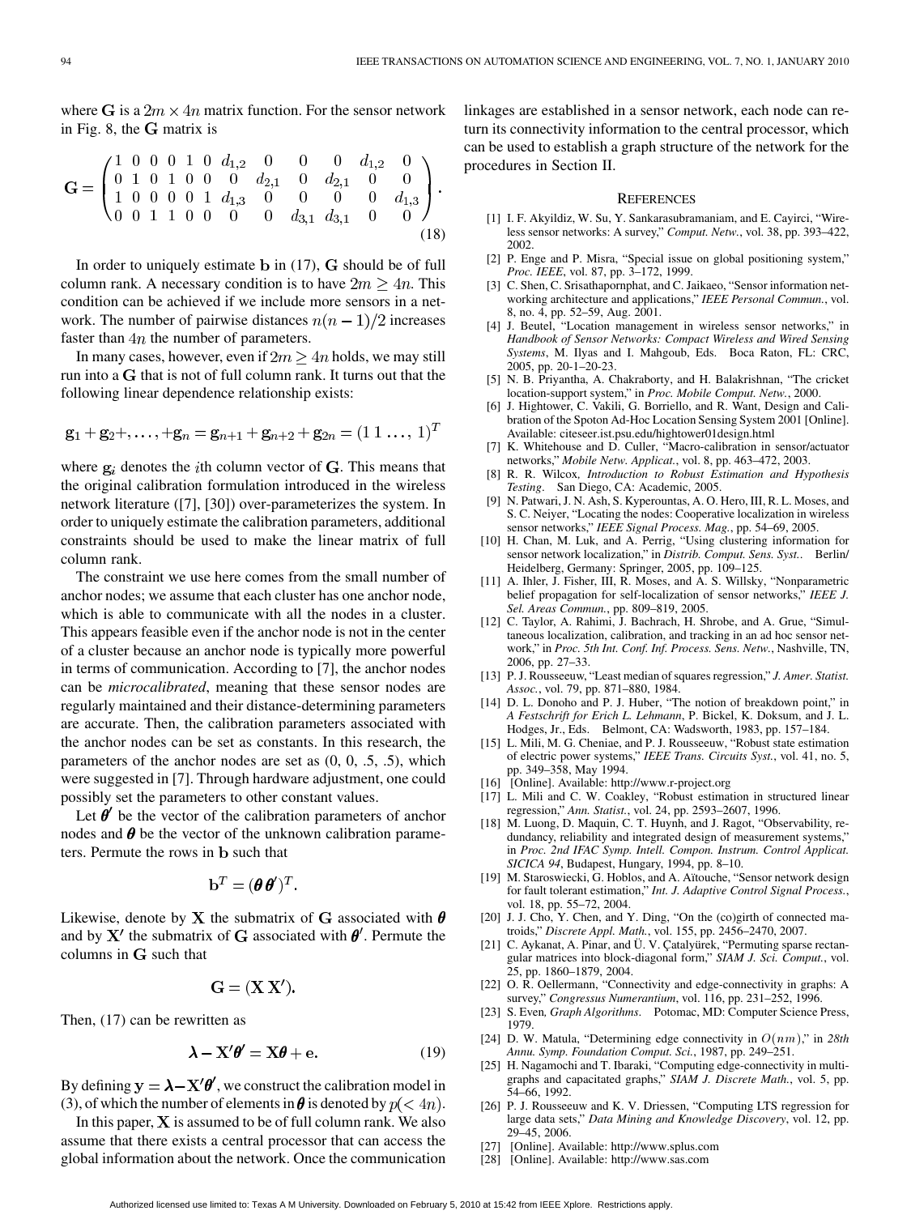where $\mathbf{G}$ is a $2m \times 4n$ matrix function. For the sensor network in Fig. 8, the $\mathbf{G}$ matrix is

$$\mathbf{G} = \begin{pmatrix} 1 & 0 & 0 & 0 & 1 & 0 & d_{1,2} & 0 & 0 & 0 & d_{1,2} & 0 \\ 0 & 1 & 0 & 1 & 0 & 0 & 0 & d_{2,1} & 0 & d_{2,1} & 0 & 0 \\ 1 & 0 & 0 & 0 & 0 & 1 & d_{1,3} & 0 & 0 & 0 & 0 & d_{1,3} \\ 0 & 0 & 1 & 1 & 0 & 0 & 0 & 0 & d_{3,1} & d_{3,1} & 0 & 0 \end{pmatrix}. \tag{18}$$

In order to uniquely estimate $\mathbf{b}$ in (17), $\mathbf{G}$ should be of full column rank. A necessary condition is to have $2m \geq 4n$. This condition can be achieved if we include more sensors in a network. The number of pairwise distances $n(n-1)/2$ increases faster than $4n$ the number of parameters.

In many cases, however, even if $2m \geq 4n$ holds, we may still run into a $\mathbf{G}$ that is not of full column rank. It turns out that the following linear dependence relationship exists:

$$\mathbf{g}_1 + \mathbf{g}_2 +, \ldots, + \mathbf{g}_n = \mathbf{g}_{n+1} + \mathbf{g}_{n+2} + \mathbf{g}_{2n} = (1\,1\,\ldots,\,1)^T$$

where $\mathbf{g}_i$ denotes the $i$th column vector of $\mathbf{G}$. This means that the original calibration formulation introduced in the wireless network literature ([7], [30]) over-parameterizes the system. In order to uniquely estimate the calibration parameters, additional constraints should be used to make the linear matrix of full column rank.

The constraint we use here comes from the small number of anchor nodes; we assume that each cluster has one anchor node, which is able to communicate with all the nodes in a cluster. This appears feasible even if the anchor node is not in the center of a cluster because an anchor node is typically more powerful in terms of communication. According to [7], the anchor nodes can be *microcalibrated*, meaning that these sensor nodes are regularly maintained and their distance-determining parameters are accurate. Then, the calibration parameters associated with the anchor nodes can be set as constants. In this research, the parameters of the anchor nodes are set as (0, 0, .5, .5), which were suggested in [7]. Through hardware adjustment, one could possibly set the parameters to other constant values.

Let $\boldsymbol{\theta}'$ be the vector of the calibration parameters of anchor nodes and $\boldsymbol{\theta}$ be the vector of the unknown calibration parameters. Permute the rows in $\mathbf{b}$ such that

$$\mathbf{b}^T = (\boldsymbol{\theta}\,\boldsymbol{\theta}')^T.$$

Likewise, denote by $\mathbf{X}$ the submatrix of $\mathbf{G}$ associated with $\boldsymbol{\theta}$ and by $\mathbf{X}'$ the submatrix of $\mathbf{G}$ associated with $\boldsymbol{\theta}'$. Permute the columns in $\mathbf{G}$ such that

$$\mathbf{G} = (\mathbf{X}\,\mathbf{X}').$$

Then, (17) can be rewritten as

$$\boldsymbol{\lambda} - \mathbf{X}'\boldsymbol{\theta}' = \mathbf{X}\boldsymbol{\theta} + \mathbf{e}. \tag{19}$$

By defining $\mathbf{y} = \boldsymbol{\lambda} - \mathbf{X}'\boldsymbol{\theta}'$, we construct the calibration model in (3), of which the number of elements in $\boldsymbol{\theta}$ is denoted by $p(< 4n)$.

In this paper, $\mathbf{X}$ is assumed to be of full column rank. We also assume that there exists a central processor that can access the global information about the network. Once the communication linkages are established in a sensor network, each node can return its connectivity information to the central processor, which can be used to establish a graph structure of the network for the procedures in Section II.

## References

[1] I. F. Akyildiz, W. Su, Y. Sankarasubramaniam, and E. Cayirci, "Wireless sensor networks: A survey," *Comput. Netw.*, vol. 38, pp. 393–422, 2002.

[2] P. Enge and P. Misra, "Special issue on global positioning system," *Proc. IEEE*, vol. 87, pp. 3–172, 1999.

[3] C. Shen, C. Srisathapornphat, and C. Jaikaeo, "Sensor information networking architecture and applications," *IEEE Personal Commun.*, vol. 8, no. 4, pp. 52–59, Aug. 2001.

[4] J. Beutel, "Location management in wireless sensor networks," in *Handbook of Sensor Networks: Compact Wireless and Wired Sensing Systems*, M. Ilyas and I. Mahgoub, Eds. Boca Raton, FL: CRC, 2005, pp. 20-1–20-23.

[5] N. B. Priyantha, A. Chakraborty, and H. Balakrishnan, "The cricket location-support system," in *Proc. Mobile Comput. Netw.*, 2000.

[6] J. Hightower, C. Vakili, G. Borriello, and R. Want, Design and Calibration of the Spoton Ad-Hoc Location Sensing System 2001 [Online]. Available: citeseer.ist.psu.edu/hightower01design.html

[7] K. Whitehouse and D. Culler, "Macro-calibration in sensor/actuator networks," *Mobile Netw. Applicat.*, vol. 8, pp. 463–472, 2003.

[8] R. R. Wilcox, *Introduction to Robust Estimation and Hypothesis Testing*. San Diego, CA: Academic, 2005.

[9] N. Patwari, J. N. Ash, S. Kyperountas, A. O. Hero, III, R. L. Moses, and S. C. Neiyer, "Locating the nodes: Cooperative localization in wireless sensor networks," *IEEE Signal Process. Mag.*, pp. 54–69, 2005.

[10] H. Chan, M. Luk, and A. Perrig, "Using clustering information for sensor network localization," in *Distrib. Comput. Sens. Syst.*. Berlin/Heidelberg, Germany: Springer, 2005, pp. 109–125.

[11] A. Ihler, J. Fisher, III, R. Moses, and A. S. Willsky, "Nonparametric belief propagation for self-localization of sensor networks," *IEEE J. Sel. Areas Commun.*, pp. 809–819, 2005.

[12] C. Taylor, A. Rahimi, J. Bachrach, H. Shrobe, and A. Grue, "Simultaneous localization, calibration, and tracking in an ad hoc sensor network," in *Proc. 5th Int. Conf. Inf. Process. Sens. Netw.*, Nashville, TN, 2006, pp. 27–33.

[13] P. J. Rousseeuw, "Least median of squares regression," *J. Amer. Statist. Assoc.*, vol. 79, pp. 871–880, 1984.

[14] D. L. Donoho and P. J. Huber, "The notion of breakdown point," in *A Festschrift for Erich L. Lehmann*, P. Bickel, K. Doksum, and J. L. Hodges, Jr., Eds. Belmont, CA: Wadsworth, 1983, pp. 157–184.

[15] L. Mili, M. G. Cheniae, and P. J. Rousseeuw, "Robust state estimation of electric power systems," *IEEE Trans. Circuits Syst.*, vol. 41, no. 5, pp. 349–358, May 1994.

[16] [Online]. Available: http://www.r-project.org

[17] L. Mili and C. W. Coakley, "Robust estimation in structured linear regression," *Ann. Statist.*, vol. 24, pp. 2593–2607, 1996.

[18] M. Luong, D. Maquin, C. T. Huynh, and J. Ragot, "Observability, redundancy, reliability and integrated design of measurement systems," in *Proc. 2nd IFAC Symp. Intell. Compon. Instrum. Control Applicat. SICICA 94*, Budapest, Hungary, 1994, pp. 8–10.

[19] M. Staroswiecki, G. Hoblos, and A. Aïtouche, "Sensor network design for fault tolerant estimation," *Int. J. Adaptive Control Signal Process.*, vol. 18, pp. 55–72, 2004.

[20] J. J. Cho, Y. Chen, and Y. Ding, "On the (co)girth of connected matroids," *Discrete Appl. Math.*, vol. 155, pp. 2456–2470, 2007.

[21] C. Aykanat, A. Pinar, and Ü. V. Çatalyürek, "Permuting sparse rectangular matrices into block-diagonal form," *SIAM J. Sci. Comput.*, vol. 25, pp. 1860–1879, 2004.

[22] O. R. Oellermann, "Connectivity and edge-connectivity in graphs: A survey," *Congressus Numerantium*, vol. 116, pp. 231–252, 1996.

[23] S. Even, *Graph Algorithms*. Potomac, MD: Computer Science Press, 1979.

[24] D. W. Matula, "Determining edge connectivity in $O(nm)$," in *28th Annu. Symp. Foundation Comput. Sci.*, 1987, pp. 249–251.

[25] H. Nagamochi and T. Ibaraki, "Computing edge-connectivity in multigraphs and capacitated graphs," *SIAM J. Discrete Math.*, vol. 5, pp. 54–66, 1992.

[26] P. J. Rousseeuw and K. V. Driessen, "Computing LTS regression for large data sets," *Data Mining and Knowledge Discovery*, vol. 12, pp. 29–45, 2006.

[27] [Online]. Available: http://www.splus.com

[28] [Online]. Available: http://www.sas.com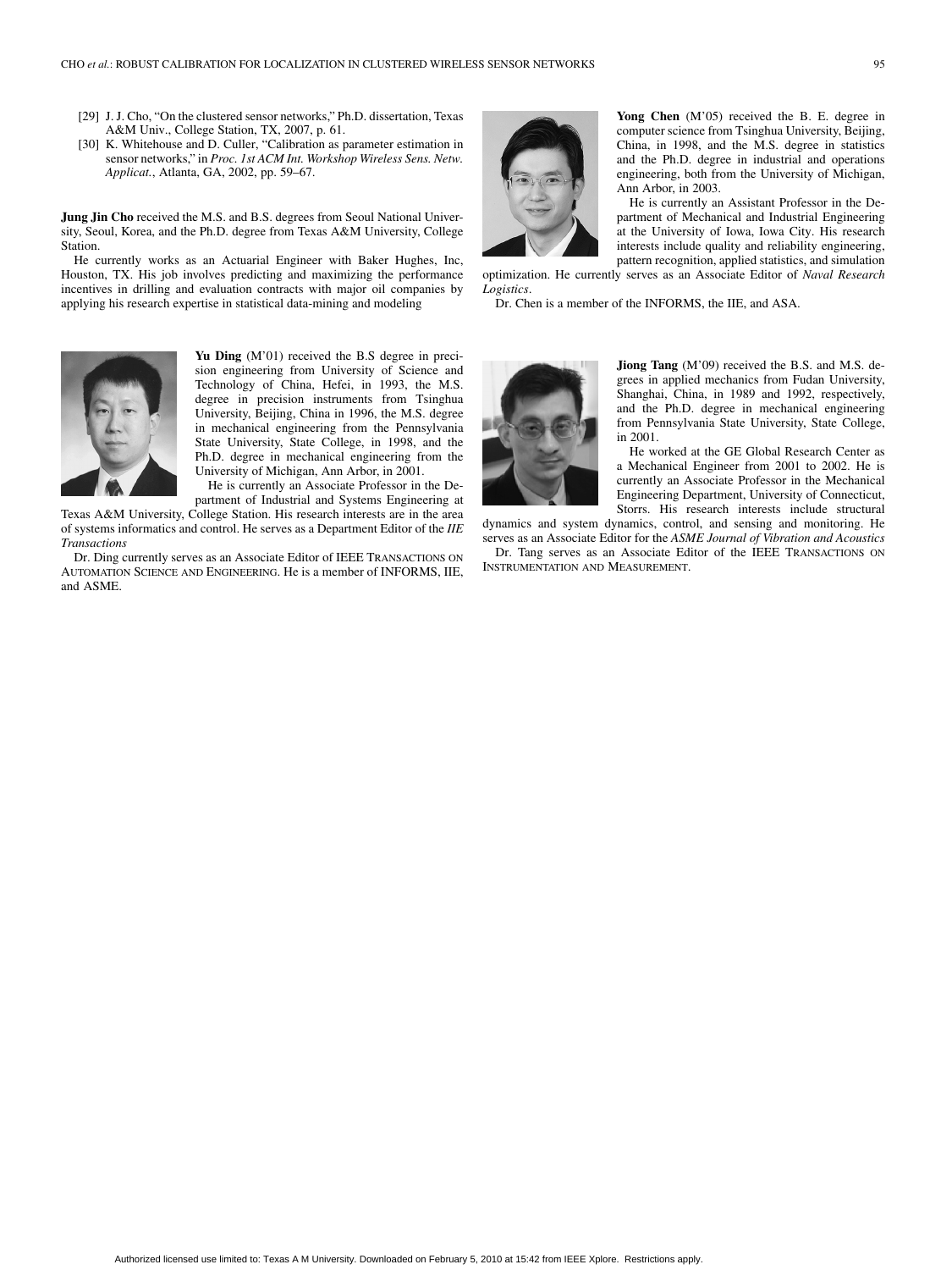[29] J. J. Cho, "On the clustered sensor networks," Ph.D. dissertation, Texas A&M Univ., College Station, TX, 2007, p. 61.

[30] K. Whitehouse and D. Culler, "Calibration as parameter estimation in sensor networks," in *Proc. 1st ACM Int. Workshop Wireless Sens. Netw. Applicat.*, Atlanta, GA, 2002, pp. 59–67.

**Jung Jin Cho** received the M.S. and B.S. degrees from Seoul National University, Seoul, Korea, and the Ph.D. degree from Texas A&M University, College Station.

He currently works as an Actuarial Engineer with Baker Hughes, Inc, Houston, TX. His job involves predicting and maximizing the performance incentives in drilling and evaluation contracts with major oil companies by applying his research expertise in statistical data-mining and modeling

**Yu Ding** (M'01) received the B.S degree in precision engineering from University of Science and Technology of China, Hefei, in 1993, the M.S. degree in precision instruments from Tsinghua University, Beijing, China in 1996, the M.S. degree in mechanical engineering from the Pennsylvania State University, State College, in 1998, and the Ph.D. degree in mechanical engineering from the University of Michigan, Ann Arbor, in 2001.

He is currently an Associate Professor in the Department of Industrial and Systems Engineering at Texas A&M University, College Station. His research interests are in the area of systems informatics and control. He serves as a Department Editor of the *IIE Transactions*

Dr. Ding currently serves as an Associate Editor of IEEE TRANSACTIONS ON AUTOMATION SCIENCE AND ENGINEERING. He is a member of INFORMS, IIE, and ASME.

**Yong Chen** (M'05) received the B. E. degree in computer science from Tsinghua University, Beijing, China, in 1998, and the M.S. degree in statistics and the Ph.D. degree in industrial and operations engineering, both from the University of Michigan, Ann Arbor, in 2003.

He is currently an Assistant Professor in the Department of Mechanical and Industrial Engineering at the University of Iowa, Iowa City. His research interests include quality and reliability engineering, pattern recognition, applied statistics, and simulation optimization. He currently serves as an Associate Editor of *Naval Research Logistics*.

Dr. Chen is a member of the INFORMS, the IIE, and ASA.

**Jiong Tang** (M'09) received the B.S. and M.S. degrees in applied mechanics from Fudan University, Shanghai, China, in 1989 and 1992, respectively, and the Ph.D. degree in mechanical engineering from Pennsylvania State University, State College, in 2001.

He worked at the GE Global Research Center as a Mechanical Engineer from 2001 to 2002. He is currently an Associate Professor in the Mechanical Engineering Department, University of Connecticut, Storrs. His research interests include structural dynamics and system dynamics, control, and sensing and monitoring. He serves as an Associate Editor for the *ASME Journal of Vibration and Acoustics*

Dr. Tang serves as an Associate Editor of the IEEE TRANSACTIONS ON INSTRUMENTATION AND MEASUREMENT.